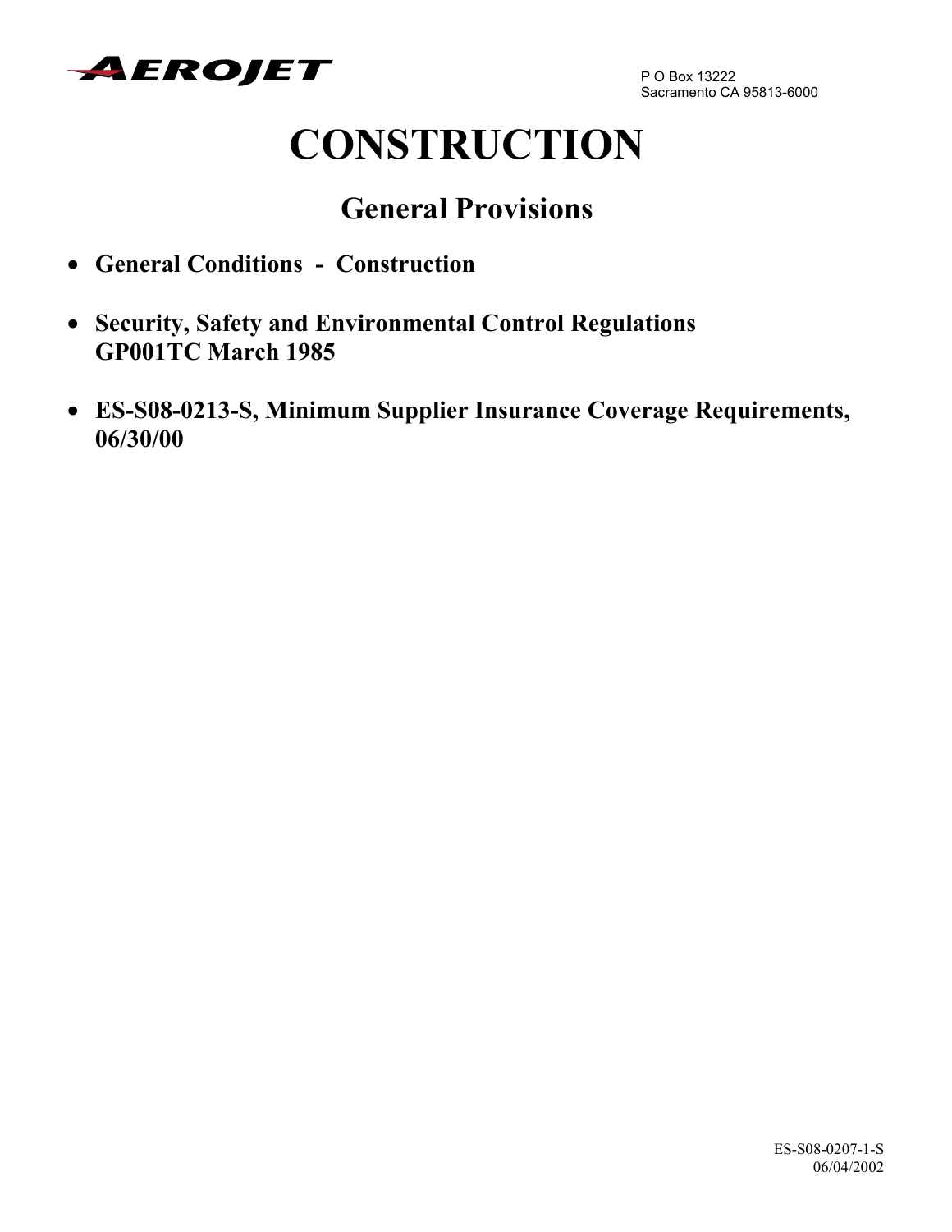AEROJET

P O Box 13222
Sacramento CA 95813-6000

# CONSTRUCTION

## General Provisions

- **General Conditions - Construction**

- **Security, Safety and Environmental Control Regulations GP001TC March 1985**

- **ES-S08-0213-S, Minimum Supplier Insurance Coverage Requirements, 06/30/00**

ES-S08-0207-1-S
06/04/2002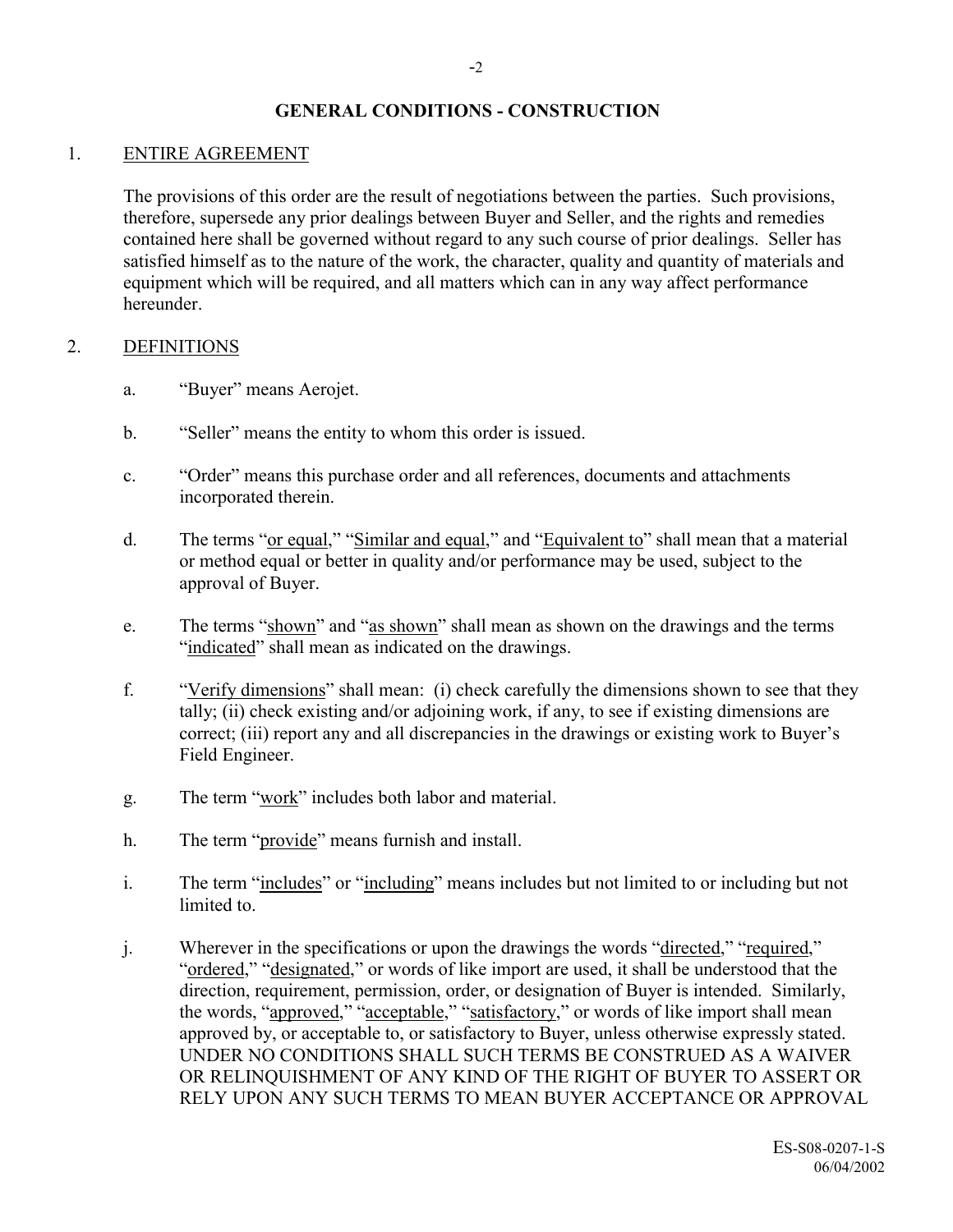## GENERAL CONDITIONS - CONSTRUCTION

1. ENTIRE AGREEMENT

   The provisions of this order are the result of negotiations between the parties. Such provisions, therefore, supersede any prior dealings between Buyer and Seller, and the rights and remedies contained here shall be governed without regard to any such course of prior dealings. Seller has satisfied himself as to the nature of the work, the character, quality and quantity of materials and equipment which will be required, and all matters which can in any way affect performance hereunder.

2. DEFINITIONS

   a. "Buyer" means Aerojet.

   b. "Seller" means the entity to whom this order is issued.

   c. "Order" means this purchase order and all references, documents and attachments incorporated therein.

   d. The terms "or equal," "Similar and equal," and "Equivalent to" shall mean that a material or method equal or better in quality and/or performance may be used, subject to the approval of Buyer.

   e. The terms "shown" and "as shown" shall mean as shown on the drawings and the terms "indicated" shall mean as indicated on the drawings.

   f. "Verify dimensions" shall mean: (i) check carefully the dimensions shown to see that they tally; (ii) check existing and/or adjoining work, if any, to see if existing dimensions are correct; (iii) report any and all discrepancies in the drawings or existing work to Buyer's Field Engineer.

   g. The term "work" includes both labor and material.

   h. The term "provide" means furnish and install.

   i. The term "includes" or "including" means includes but not limited to or including but not limited to.

   j. Wherever in the specifications or upon the drawings the words "directed," "required," "ordered," "designated," or words of like import are used, it shall be understood that the direction, requirement, permission, order, or designation of Buyer is intended. Similarly, the words, "approved," "acceptable," "satisfactory," or words of like import shall mean approved by, or acceptable to, or satisfactory to Buyer, unless otherwise expressly stated. UNDER NO CONDITIONS SHALL SUCH TERMS BE CONSTRUED AS A WAIVER OR RELINQUISHMENT OF ANY KIND OF THE RIGHT OF BUYER TO ASSERT OR RELY UPON ANY SUCH TERMS TO MEAN BUYER ACCEPTANCE OR APPROVAL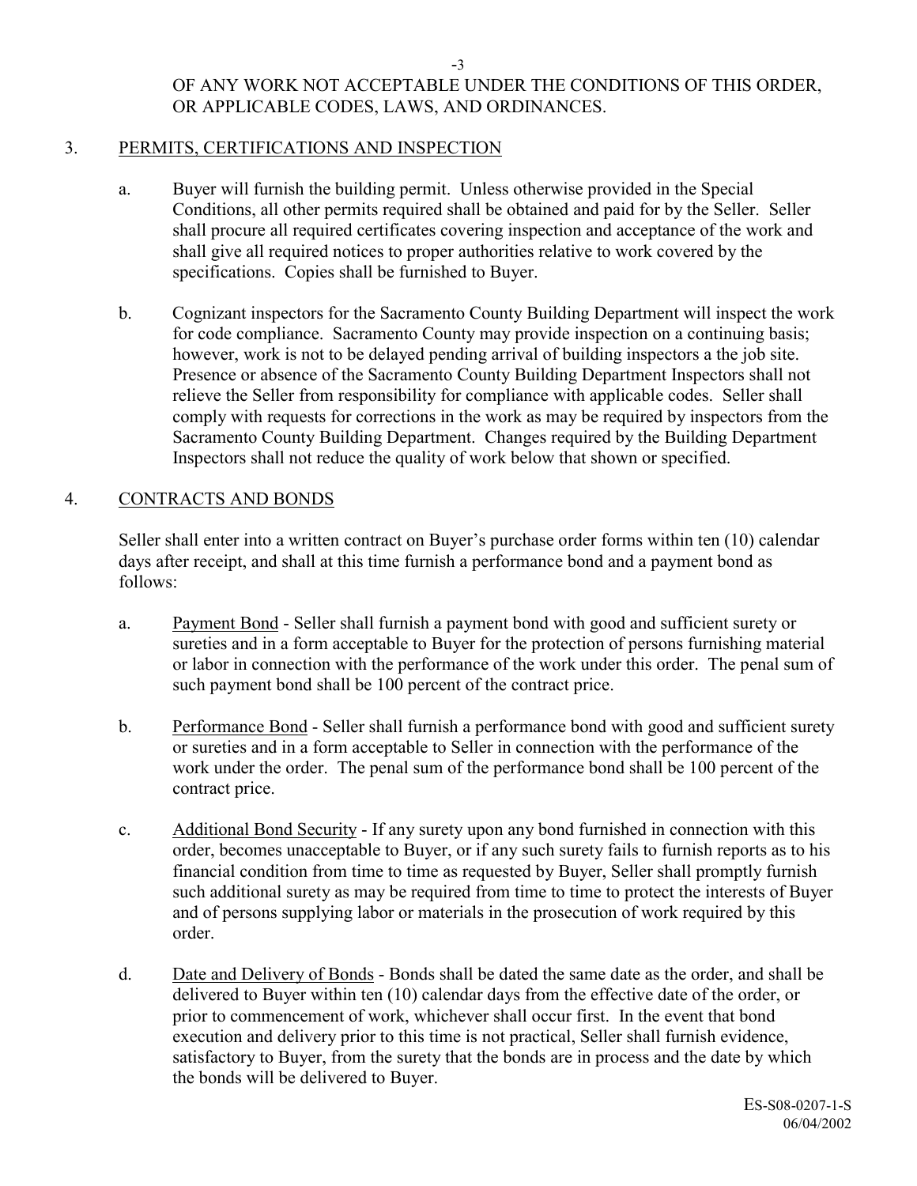OF ANY WORK NOT ACCEPTABLE UNDER THE CONDITIONS OF THIS ORDER, OR APPLICABLE CODES, LAWS, AND ORDINANCES.

3. PERMITS, CERTIFICATIONS AND INSPECTION

   a. Buyer will furnish the building permit. Unless otherwise provided in the Special Conditions, all other permits required shall be obtained and paid for by the Seller. Seller shall procure all required certificates covering inspection and acceptance of the work and shall give all required notices to proper authorities relative to work covered by the specifications. Copies shall be furnished to Buyer.

   b. Cognizant inspectors for the Sacramento County Building Department will inspect the work for code compliance. Sacramento County may provide inspection on a continuing basis; however, work is not to be delayed pending arrival of building inspectors a the job site. Presence or absence of the Sacramento County Building Department Inspectors shall not relieve the Seller from responsibility for compliance with applicable codes. Seller shall comply with requests for corrections in the work as may be required by inspectors from the Sacramento County Building Department. Changes required by the Building Department Inspectors shall not reduce the quality of work below that shown or specified.

4. CONTRACTS AND BONDS

   Seller shall enter into a written contract on Buyer's purchase order forms within ten (10) calendar days after receipt, and shall at this time furnish a performance bond and a payment bond as follows:

   a. Payment Bond - Seller shall furnish a payment bond with good and sufficient surety or sureties and in a form acceptable to Buyer for the protection of persons furnishing material or labor in connection with the performance of the work under this order. The penal sum of such payment bond shall be 100 percent of the contract price.

   b. Performance Bond - Seller shall furnish a performance bond with good and sufficient surety or sureties and in a form acceptable to Seller in connection with the performance of the work under the order. The penal sum of the performance bond shall be 100 percent of the contract price.

   c. Additional Bond Security - If any surety upon any bond furnished in connection with this order, becomes unacceptable to Buyer, or if any such surety fails to furnish reports as to his financial condition from time to time as requested by Buyer, Seller shall promptly furnish such additional surety as may be required from time to time to protect the interests of Buyer and of persons supplying labor or materials in the prosecution of work required by this order.

   d. Date and Delivery of Bonds - Bonds shall be dated the same date as the order, and shall be delivered to Buyer within ten (10) calendar days from the effective date of the order, or prior to commencement of work, whichever shall occur first. In the event that bond execution and delivery prior to this time is not practical, Seller shall furnish evidence, satisfactory to Buyer, from the surety that the bonds are in process and the date by which the bonds will be delivered to Buyer.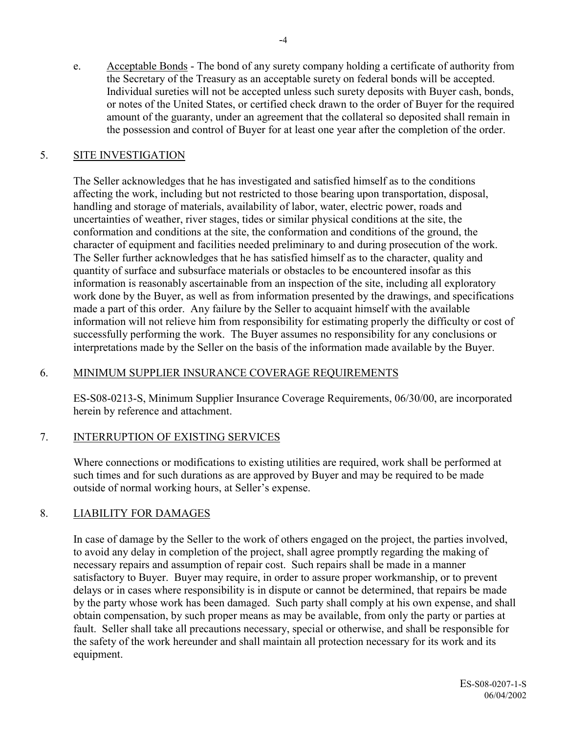e. <u>Acceptable Bonds</u> - The bond of any surety company holding a certificate of authority from the Secretary of the Treasury as an acceptable surety on federal bonds will be accepted. Individual sureties will not be accepted unless such surety deposits with Buyer cash, bonds, or notes of the United States, or certified check drawn to the order of Buyer for the required amount of the guaranty, under an agreement that the collateral so deposited shall remain in the possession and control of Buyer for at least one year after the completion of the order.

## 5. SITE INVESTIGATION

The Seller acknowledges that he has investigated and satisfied himself as to the conditions affecting the work, including but not restricted to those bearing upon transportation, disposal, handling and storage of materials, availability of labor, water, electric power, roads and uncertainties of weather, river stages, tides or similar physical conditions at the site, the conformation and conditions at the site, the conformation and conditions of the ground, the character of equipment and facilities needed preliminary to and during prosecution of the work. The Seller further acknowledges that he has satisfied himself as to the character, quality and quantity of surface and subsurface materials or obstacles to be encountered insofar as this information is reasonably ascertainable from an inspection of the site, including all exploratory work done by the Buyer, as well as from information presented by the drawings, and specifications made a part of this order. Any failure by the Seller to acquaint himself with the available information will not relieve him from responsibility for estimating properly the difficulty or cost of successfully performing the work. The Buyer assumes no responsibility for any conclusions or interpretations made by the Seller on the basis of the information made available by the Buyer.

## 6. MINIMUM SUPPLIER INSURANCE COVERAGE REQUIREMENTS

ES-S08-0213-S, Minimum Supplier Insurance Coverage Requirements, 06/30/00, are incorporated herein by reference and attachment.

## 7. INTERRUPTION OF EXISTING SERVICES

Where connections or modifications to existing utilities are required, work shall be performed at such times and for such durations as are approved by Buyer and may be required to be made outside of normal working hours, at Seller's expense.

## 8. LIABILITY FOR DAMAGES

In case of damage by the Seller to the work of others engaged on the project, the parties involved, to avoid any delay in completion of the project, shall agree promptly regarding the making of necessary repairs and assumption of repair cost. Such repairs shall be made in a manner satisfactory to Buyer. Buyer may require, in order to assure proper workmanship, or to prevent delays or in cases where responsibility is in dispute or cannot be determined, that repairs be made by the party whose work has been damaged. Such party shall comply at his own expense, and shall obtain compensation, by such proper means as may be available, from only the party or parties at fault. Seller shall take all precautions necessary, special or otherwise, and shall be responsible for the safety of the work hereunder and shall maintain all protection necessary for its work and its equipment.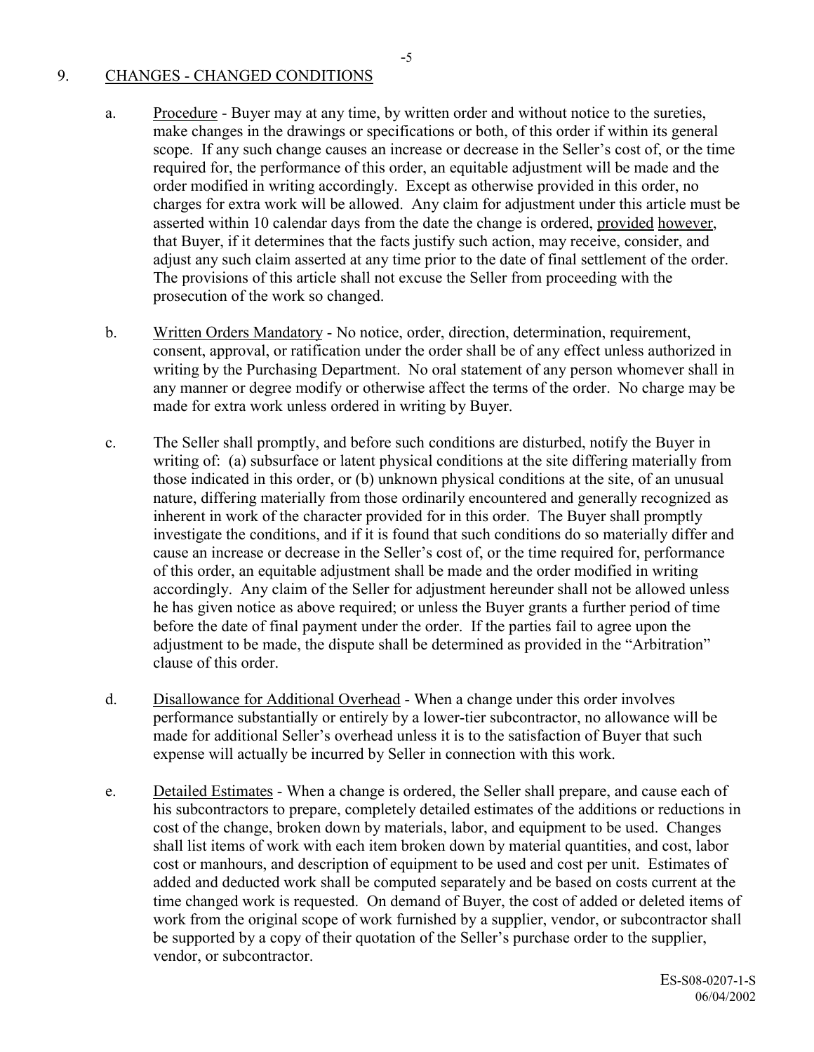## 9. CHANGES - CHANGED CONDITIONS

a. Procedure - Buyer may at any time, by written order and without notice to the sureties, make changes in the drawings or specifications or both, of this order if within its general scope. If any such change causes an increase or decrease in the Seller's cost of, or the time required for, the performance of this order, an equitable adjustment will be made and the order modified in writing accordingly. Except as otherwise provided in this order, no charges for extra work will be allowed. Any claim for adjustment under this article must be asserted within 10 calendar days from the date the change is ordered, provided however, that Buyer, if it determines that the facts justify such action, may receive, consider, and adjust any such claim asserted at any time prior to the date of final settlement of the order. The provisions of this article shall not excuse the Seller from proceeding with the prosecution of the work so changed.

b. Written Orders Mandatory - No notice, order, direction, determination, requirement, consent, approval, or ratification under the order shall be of any effect unless authorized in writing by the Purchasing Department. No oral statement of any person whomever shall in any manner or degree modify or otherwise affect the terms of the order. No charge may be made for extra work unless ordered in writing by Buyer.

c. The Seller shall promptly, and before such conditions are disturbed, notify the Buyer in writing of: (a) subsurface or latent physical conditions at the site differing materially from those indicated in this order, or (b) unknown physical conditions at the site, of an unusual nature, differing materially from those ordinarily encountered and generally recognized as inherent in work of the character provided for in this order. The Buyer shall promptly investigate the conditions, and if it is found that such conditions do so materially differ and cause an increase or decrease in the Seller's cost of, or the time required for, performance of this order, an equitable adjustment shall be made and the order modified in writing accordingly. Any claim of the Seller for adjustment hereunder shall not be allowed unless he has given notice as above required; or unless the Buyer grants a further period of time before the date of final payment under the order. If the parties fail to agree upon the adjustment to be made, the dispute shall be determined as provided in the "Arbitration" clause of this order.

d. Disallowance for Additional Overhead - When a change under this order involves performance substantially or entirely by a lower-tier subcontractor, no allowance will be made for additional Seller's overhead unless it is to the satisfaction of Buyer that such expense will actually be incurred by Seller in connection with this work.

e. Detailed Estimates - When a change is ordered, the Seller shall prepare, and cause each of his subcontractors to prepare, completely detailed estimates of the additions or reductions in cost of the change, broken down by materials, labor, and equipment to be used. Changes shall list items of work with each item broken down by material quantities, and cost, labor cost or manhours, and description of equipment to be used and cost per unit. Estimates of added and deducted work shall be computed separately and be based on costs current at the time changed work is requested. On demand of Buyer, the cost of added or deleted items of work from the original scope of work furnished by a supplier, vendor, or subcontractor shall be supported by a copy of their quotation of the Seller's purchase order to the supplier, vendor, or subcontractor.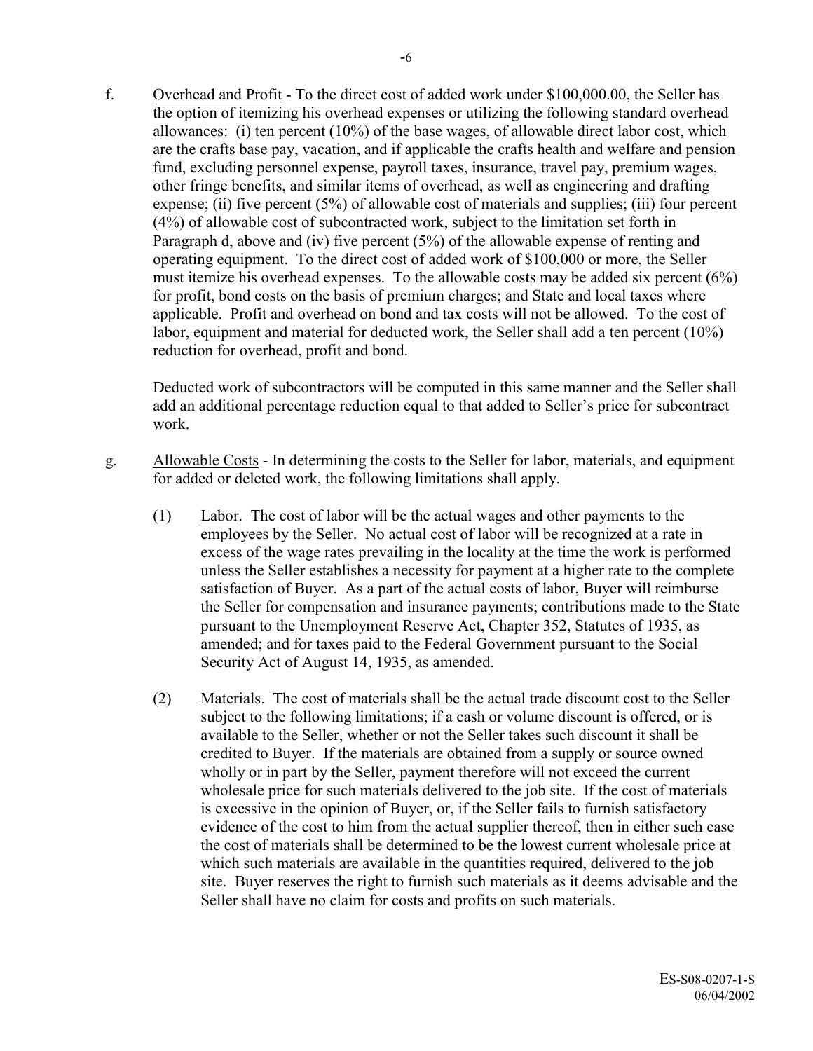f. Overhead and Profit - To the direct cost of added work under $100,000.00, the Seller has the option of itemizing his overhead expenses or utilizing the following standard overhead allowances: (i) ten percent (10%) of the base wages, of allowable direct labor cost, which are the crafts base pay, vacation, and if applicable the crafts health and welfare and pension fund, excluding personnel expense, payroll taxes, insurance, travel pay, premium wages, other fringe benefits, and similar items of overhead, as well as engineering and drafting expense; (ii) five percent (5%) of allowable cost of materials and supplies; (iii) four percent (4%) of allowable cost of subcontracted work, subject to the limitation set forth in Paragraph d, above and (iv) five percent (5%) of the allowable expense of renting and operating equipment. To the direct cost of added work of $100,000 or more, the Seller must itemize his overhead expenses. To the allowable costs may be added six percent (6%) for profit, bond costs on the basis of premium charges; and State and local taxes where applicable. Profit and overhead on bond and tax costs will not be allowed. To the cost of labor, equipment and material for deducted work, the Seller shall add a ten percent (10%) reduction for overhead, profit and bond.

   Deducted work of subcontractors will be computed in this same manner and the Seller shall add an additional percentage reduction equal to that added to Seller's price for subcontract work.

g. Allowable Costs - In determining the costs to the Seller for labor, materials, and equipment for added or deleted work, the following limitations shall apply.

   (1) Labor. The cost of labor will be the actual wages and other payments to the employees by the Seller. No actual cost of labor will be recognized at a rate in excess of the wage rates prevailing in the locality at the time the work is performed unless the Seller establishes a necessity for payment at a higher rate to the complete satisfaction of Buyer. As a part of the actual costs of labor, Buyer will reimburse the Seller for compensation and insurance payments; contributions made to the State pursuant to the Unemployment Reserve Act, Chapter 352, Statutes of 1935, as amended; and for taxes paid to the Federal Government pursuant to the Social Security Act of August 14, 1935, as amended.

   (2) Materials. The cost of materials shall be the actual trade discount cost to the Seller subject to the following limitations; if a cash or volume discount is offered, or is available to the Seller, whether or not the Seller takes such discount it shall be credited to Buyer. If the materials are obtained from a supply or source owned wholly or in part by the Seller, payment therefore will not exceed the current wholesale price for such materials delivered to the job site. If the cost of materials is excessive in the opinion of Buyer, or, if the Seller fails to furnish satisfactory evidence of the cost to him from the actual supplier thereof, then in either such case the cost of materials shall be determined to be the lowest current wholesale price at which such materials are available in the quantities required, delivered to the job site. Buyer reserves the right to furnish such materials as it deems advisable and the Seller shall have no claim for costs and profits on such materials.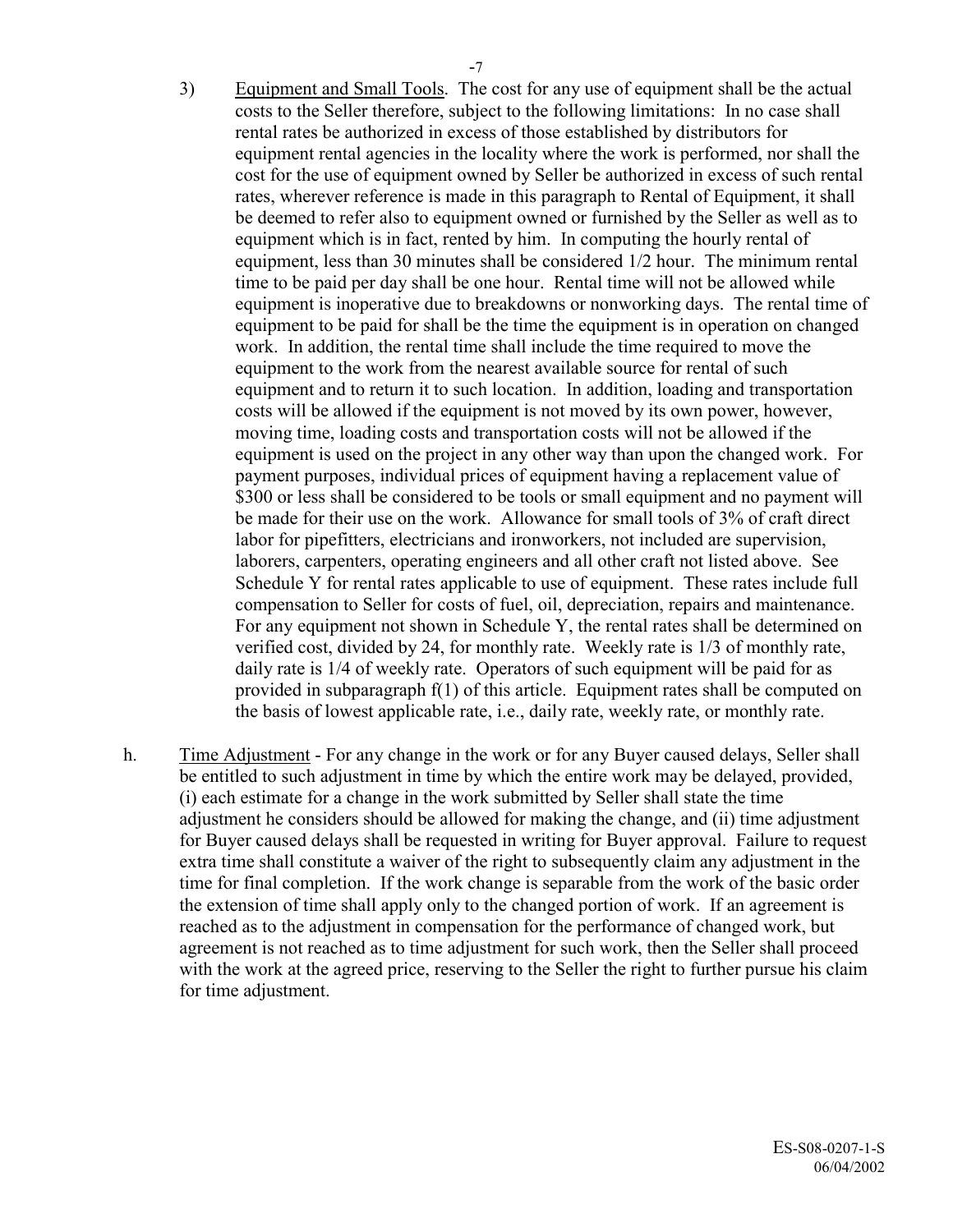3) <u>Equipment and Small Tools</u>. The cost for any use of equipment shall be the actual costs to the Seller therefore, subject to the following limitations: In no case shall rental rates be authorized in excess of those established by distributors for equipment rental agencies in the locality where the work is performed, nor shall the cost for the use of equipment owned by Seller be authorized in excess of such rental rates, wherever reference is made in this paragraph to Rental of Equipment, it shall be deemed to refer also to equipment owned or furnished by the Seller as well as to equipment which is in fact, rented by him. In computing the hourly rental of equipment, less than 30 minutes shall be considered 1/2 hour. The minimum rental time to be paid per day shall be one hour. Rental time will not be allowed while equipment is inoperative due to breakdowns or nonworking days. The rental time of equipment to be paid for shall be the time the equipment is in operation on changed work. In addition, the rental time shall include the time required to move the equipment to the work from the nearest available source for rental of such equipment and to return it to such location. In addition, loading and transportation costs will be allowed if the equipment is not moved by its own power, however, moving time, loading costs and transportation costs will not be allowed if the equipment is used on the project in any other way than upon the changed work. For payment purposes, individual prices of equipment having a replacement value of $300 or less shall be considered to be tools or small equipment and no payment will be made for their use on the work. Allowance for small tools of 3% of craft direct labor for pipefitters, electricians and ironworkers, not included are supervision, laborers, carpenters, operating engineers and all other craft not listed above. See Schedule Y for rental rates applicable to use of equipment. These rates include full compensation to Seller for costs of fuel, oil, depreciation, repairs and maintenance. For any equipment not shown in Schedule Y, the rental rates shall be determined on verified cost, divided by 24, for monthly rate. Weekly rate is 1/3 of monthly rate, daily rate is 1/4 of weekly rate. Operators of such equipment will be paid for as provided in subparagraph f(1) of this article. Equipment rates shall be computed on the basis of lowest applicable rate, i.e., daily rate, weekly rate, or monthly rate.

h. <u>Time Adjustment</u> - For any change in the work or for any Buyer caused delays, Seller shall be entitled to such adjustment in time by which the entire work may be delayed, provided, (i) each estimate for a change in the work submitted by Seller shall state the time adjustment he considers should be allowed for making the change, and (ii) time adjustment for Buyer caused delays shall be requested in writing for Buyer approval. Failure to request extra time shall constitute a waiver of the right to subsequently claim any adjustment in the time for final completion. If the work change is separable from the work of the basic order the extension of time shall apply only to the changed portion of work. If an agreement is reached as to the adjustment in compensation for the performance of changed work, but agreement is not reached as to time adjustment for such work, then the Seller shall proceed with the work at the agreed price, reserving to the Seller the right to further pursue his claim for time adjustment.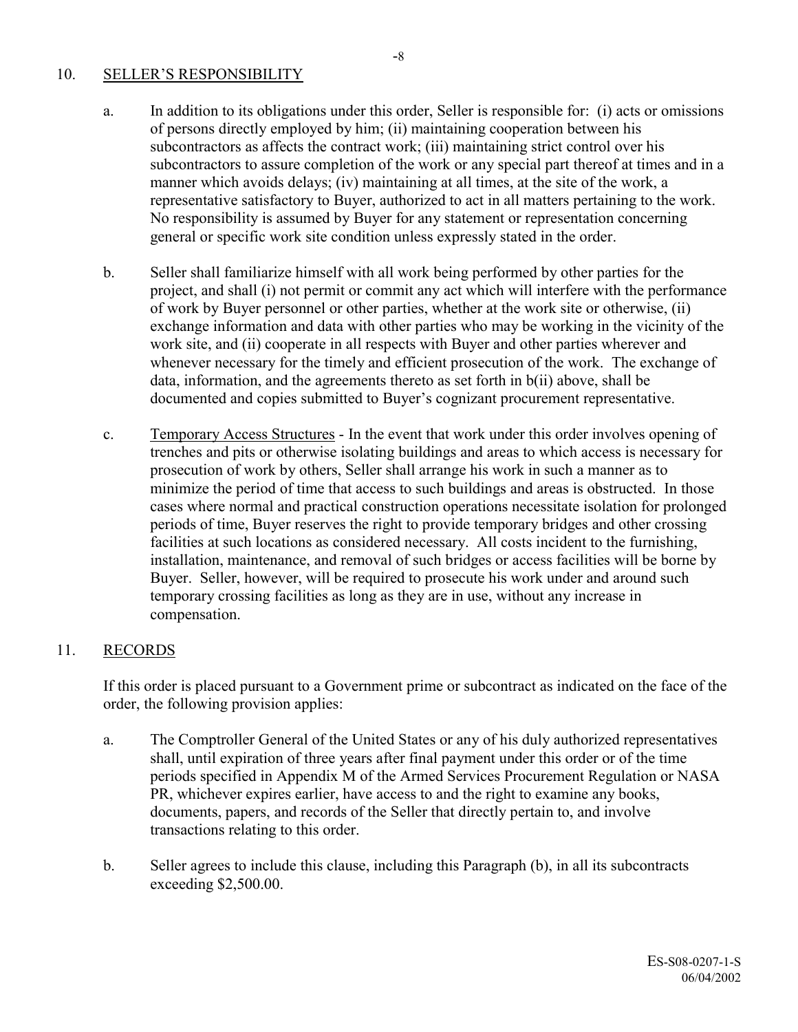## 10. SELLER'S RESPONSIBILITY

a. In addition to its obligations under this order, Seller is responsible for: (i) acts or omissions of persons directly employed by him; (ii) maintaining cooperation between his subcontractors as affects the contract work; (iii) maintaining strict control over his subcontractors to assure completion of the work or any special part thereof at times and in a manner which avoids delays; (iv) maintaining at all times, at the site of the work, a representative satisfactory to Buyer, authorized to act in all matters pertaining to the work. No responsibility is assumed by Buyer for any statement or representation concerning general or specific work site condition unless expressly stated in the order.

b. Seller shall familiarize himself with all work being performed by other parties for the project, and shall (i) not permit or commit any act which will interfere with the performance of work by Buyer personnel or other parties, whether at the work site or otherwise, (ii) exchange information and data with other parties who may be working in the vicinity of the work site, and (ii) cooperate in all respects with Buyer and other parties wherever and whenever necessary for the timely and efficient prosecution of the work. The exchange of data, information, and the agreements thereto as set forth in b(ii) above, shall be documented and copies submitted to Buyer's cognizant procurement representative.

c. Temporary Access Structures - In the event that work under this order involves opening of trenches and pits or otherwise isolating buildings and areas to which access is necessary for prosecution of work by others, Seller shall arrange his work in such a manner as to minimize the period of time that access to such buildings and areas is obstructed. In those cases where normal and practical construction operations necessitate isolation for prolonged periods of time, Buyer reserves the right to provide temporary bridges and other crossing facilities at such locations as considered necessary. All costs incident to the furnishing, installation, maintenance, and removal of such bridges or access facilities will be borne by Buyer. Seller, however, will be required to prosecute his work under and around such temporary crossing facilities as long as they are in use, without any increase in compensation.

## 11. RECORDS

If this order is placed pursuant to a Government prime or subcontract as indicated on the face of the order, the following provision applies:

a. The Comptroller General of the United States or any of his duly authorized representatives shall, until expiration of three years after final payment under this order or of the time periods specified in Appendix M of the Armed Services Procurement Regulation or NASA PR, whichever expires earlier, have access to and the right to examine any books, documents, papers, and records of the Seller that directly pertain to, and involve transactions relating to this order.

b. Seller agrees to include this clause, including this Paragraph (b), in all its subcontracts exceeding $2,500.00.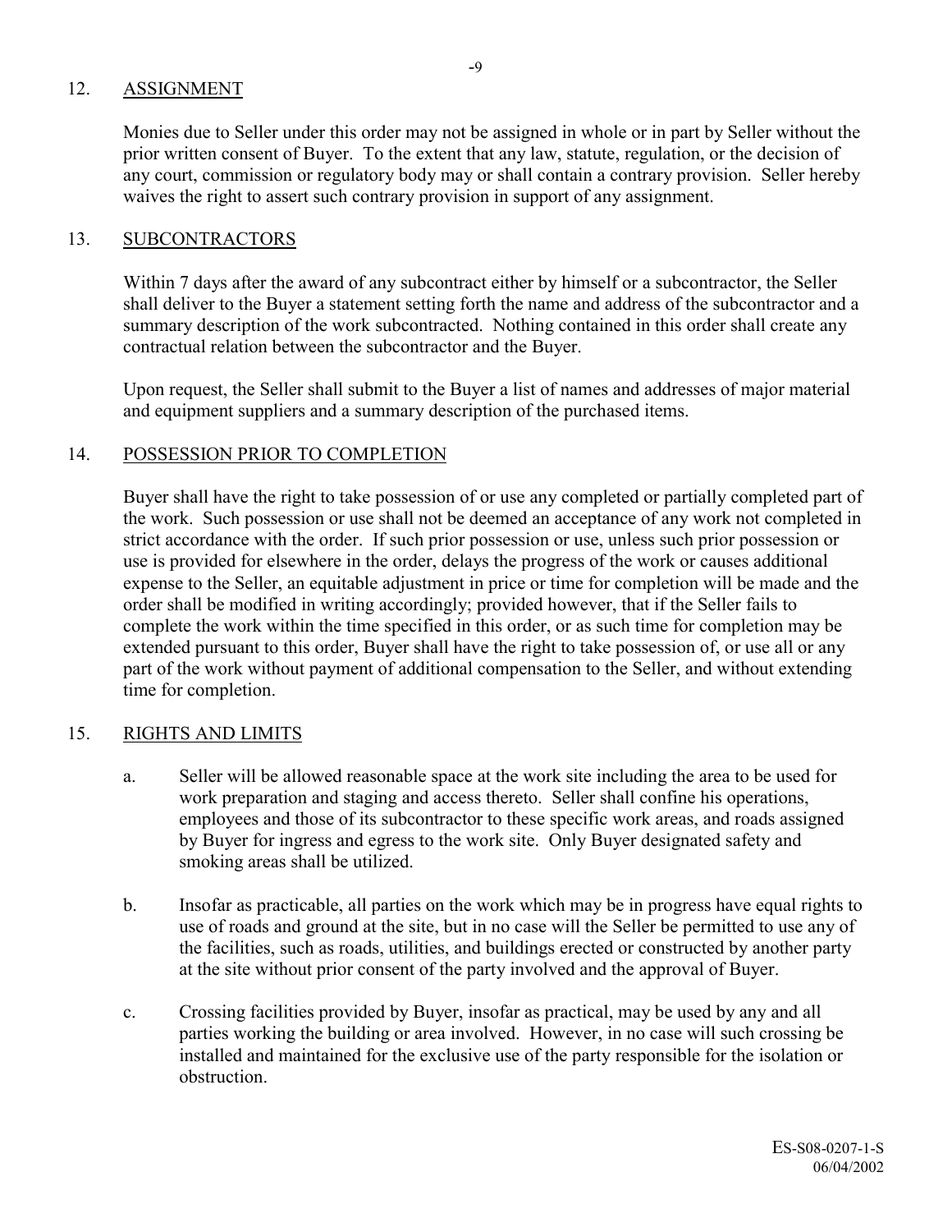## 12. ASSIGNMENT

Monies due to Seller under this order may not be assigned in whole or in part by Seller without the prior written consent of Buyer. To the extent that any law, statute, regulation, or the decision of any court, commission or regulatory body may or shall contain a contrary provision. Seller hereby waives the right to assert such contrary provision in support of any assignment.

## 13. SUBCONTRACTORS

Within 7 days after the award of any subcontract either by himself or a subcontractor, the Seller shall deliver to the Buyer a statement setting forth the name and address of the subcontractor and a summary description of the work subcontracted. Nothing contained in this order shall create any contractual relation between the subcontractor and the Buyer.

Upon request, the Seller shall submit to the Buyer a list of names and addresses of major material and equipment suppliers and a summary description of the purchased items.

## 14. POSSESSION PRIOR TO COMPLETION

Buyer shall have the right to take possession of or use any completed or partially completed part of the work. Such possession or use shall not be deemed an acceptance of any work not completed in strict accordance with the order. If such prior possession or use, unless such prior possession or use is provided for elsewhere in the order, delays the progress of the work or causes additional expense to the Seller, an equitable adjustment in price or time for completion will be made and the order shall be modified in writing accordingly; provided however, that if the Seller fails to complete the work within the time specified in this order, or as such time for completion may be extended pursuant to this order, Buyer shall have the right to take possession of, or use all or any part of the work without payment of additional compensation to the Seller, and without extending time for completion.

## 15. RIGHTS AND LIMITS

a. Seller will be allowed reasonable space at the work site including the area to be used for work preparation and staging and access thereto. Seller shall confine his operations, employees and those of its subcontractor to these specific work areas, and roads assigned by Buyer for ingress and egress to the work site. Only Buyer designated safety and smoking areas shall be utilized.

b. Insofar as practicable, all parties on the work which may be in progress have equal rights to use of roads and ground at the site, but in no case will the Seller be permitted to use any of the facilities, such as roads, utilities, and buildings erected or constructed by another party at the site without prior consent of the party involved and the approval of Buyer.

c. Crossing facilities provided by Buyer, insofar as practical, may be used by any and all parties working the building or area involved. However, in no case will such crossing be installed and maintained for the exclusive use of the party responsible for the isolation or obstruction.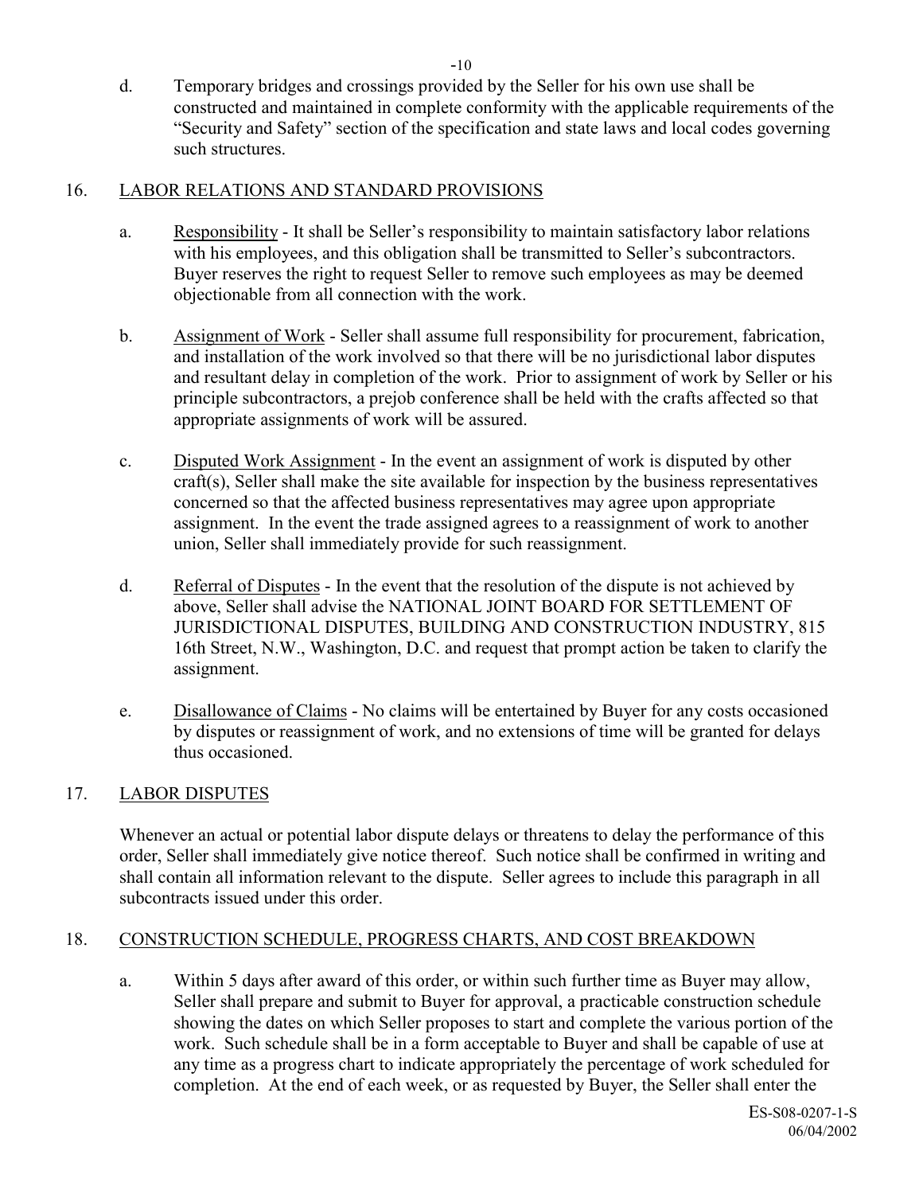d. Temporary bridges and crossings provided by the Seller for his own use shall be constructed and maintained in complete conformity with the applicable requirements of the "Security and Safety" section of the specification and state laws and local codes governing such structures.

## 16. LABOR RELATIONS AND STANDARD PROVISIONS

a. Responsibility - It shall be Seller's responsibility to maintain satisfactory labor relations with his employees, and this obligation shall be transmitted to Seller's subcontractors. Buyer reserves the right to request Seller to remove such employees as may be deemed objectionable from all connection with the work.

b. Assignment of Work - Seller shall assume full responsibility for procurement, fabrication, and installation of the work involved so that there will be no jurisdictional labor disputes and resultant delay in completion of the work. Prior to assignment of work by Seller or his principle subcontractors, a prejob conference shall be held with the crafts affected so that appropriate assignments of work will be assured.

c. Disputed Work Assignment - In the event an assignment of work is disputed by other craft(s), Seller shall make the site available for inspection by the business representatives concerned so that the affected business representatives may agree upon appropriate assignment. In the event the trade assigned agrees to a reassignment of work to another union, Seller shall immediately provide for such reassignment.

d. Referral of Disputes - In the event that the resolution of the dispute is not achieved by above, Seller shall advise the NATIONAL JOINT BOARD FOR SETTLEMENT OF JURISDICTIONAL DISPUTES, BUILDING AND CONSTRUCTION INDUSTRY, 815 16th Street, N.W., Washington, D.C. and request that prompt action be taken to clarify the assignment.

e. Disallowance of Claims - No claims will be entertained by Buyer for any costs occasioned by disputes or reassignment of work, and no extensions of time will be granted for delays thus occasioned.

## 17. LABOR DISPUTES

Whenever an actual or potential labor dispute delays or threatens to delay the performance of this order, Seller shall immediately give notice thereof. Such notice shall be confirmed in writing and shall contain all information relevant to the dispute. Seller agrees to include this paragraph in all subcontracts issued under this order.

## 18. CONSTRUCTION SCHEDULE, PROGRESS CHARTS, AND COST BREAKDOWN

a. Within 5 days after award of this order, or within such further time as Buyer may allow, Seller shall prepare and submit to Buyer for approval, a practicable construction schedule showing the dates on which Seller proposes to start and complete the various portion of the work. Such schedule shall be in a form acceptable to Buyer and shall be capable of use at any time as a progress chart to indicate appropriately the percentage of work scheduled for completion. At the end of each week, or as requested by Buyer, the Seller shall enter the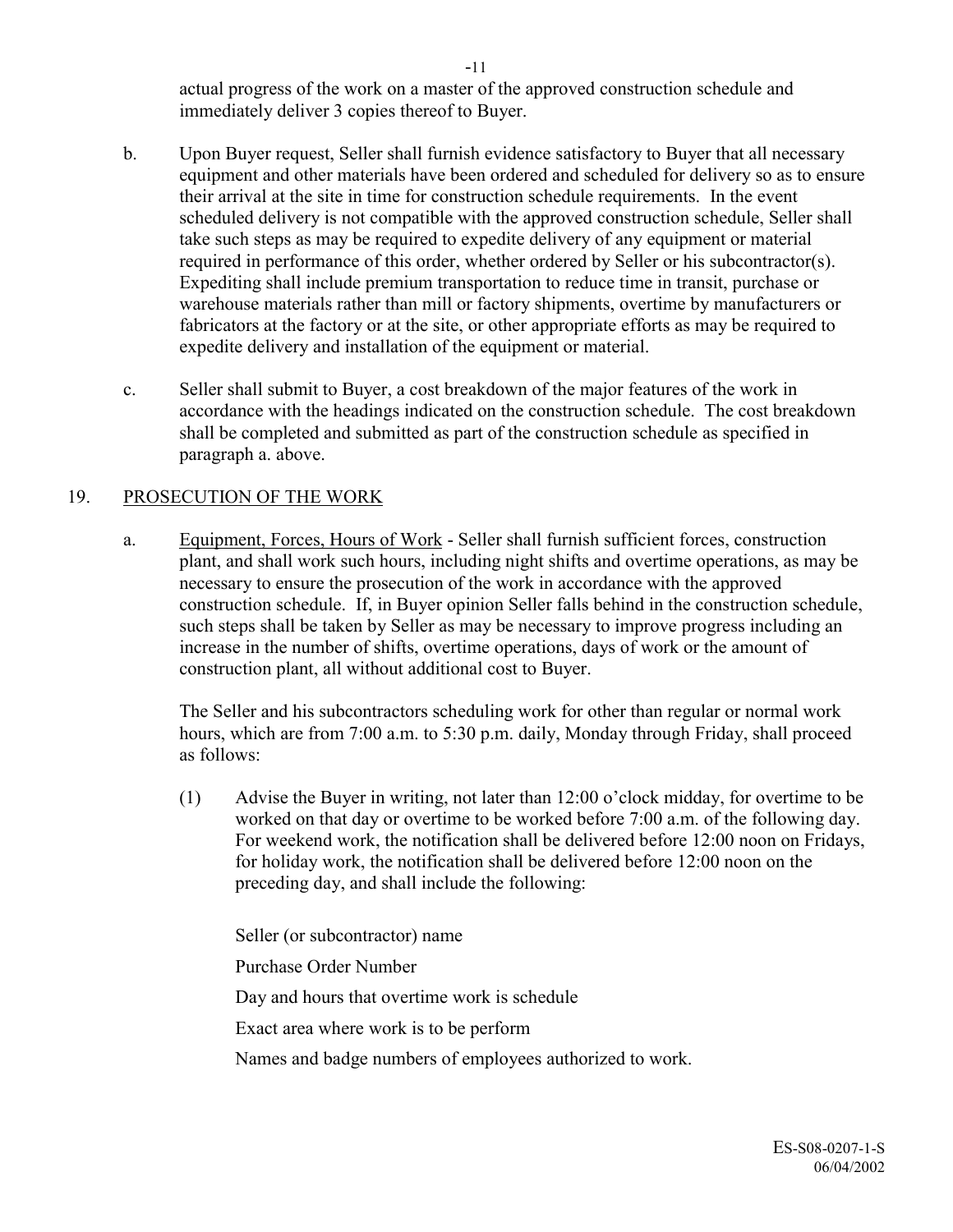actual progress of the work on a master of the approved construction schedule and immediately deliver 3 copies thereof to Buyer.

b. Upon Buyer request, Seller shall furnish evidence satisfactory to Buyer that all necessary equipment and other materials have been ordered and scheduled for delivery so as to ensure their arrival at the site in time for construction schedule requirements. In the event scheduled delivery is not compatible with the approved construction schedule, Seller shall take such steps as may be required to expedite delivery of any equipment or material required in performance of this order, whether ordered by Seller or his subcontractor(s). Expediting shall include premium transportation to reduce time in transit, purchase or warehouse materials rather than mill or factory shipments, overtime by manufacturers or fabricators at the factory or at the site, or other appropriate efforts as may be required to expedite delivery and installation of the equipment or material.

c. Seller shall submit to Buyer, a cost breakdown of the major features of the work in accordance with the headings indicated on the construction schedule. The cost breakdown shall be completed and submitted as part of the construction schedule as specified in paragraph a. above.

## 19. PROSECUTION OF THE WORK

a. Equipment, Forces, Hours of Work - Seller shall furnish sufficient forces, construction plant, and shall work such hours, including night shifts and overtime operations, as may be necessary to ensure the prosecution of the work in accordance with the approved construction schedule. If, in Buyer opinion Seller falls behind in the construction schedule, such steps shall be taken by Seller as may be necessary to improve progress including an increase in the number of shifts, overtime operations, days of work or the amount of construction plant, all without additional cost to Buyer.

The Seller and his subcontractors scheduling work for other than regular or normal work hours, which are from 7:00 a.m. to 5:30 p.m. daily, Monday through Friday, shall proceed as follows:

(1) Advise the Buyer in writing, not later than 12:00 o'clock midday, for overtime to be worked on that day or overtime to be worked before 7:00 a.m. of the following day. For weekend work, the notification shall be delivered before 12:00 noon on Fridays, for holiday work, the notification shall be delivered before 12:00 noon on the preceding day, and shall include the following:

Seller (or subcontractor) name

Purchase Order Number

Day and hours that overtime work is schedule

Exact area where work is to be perform

Names and badge numbers of employees authorized to work.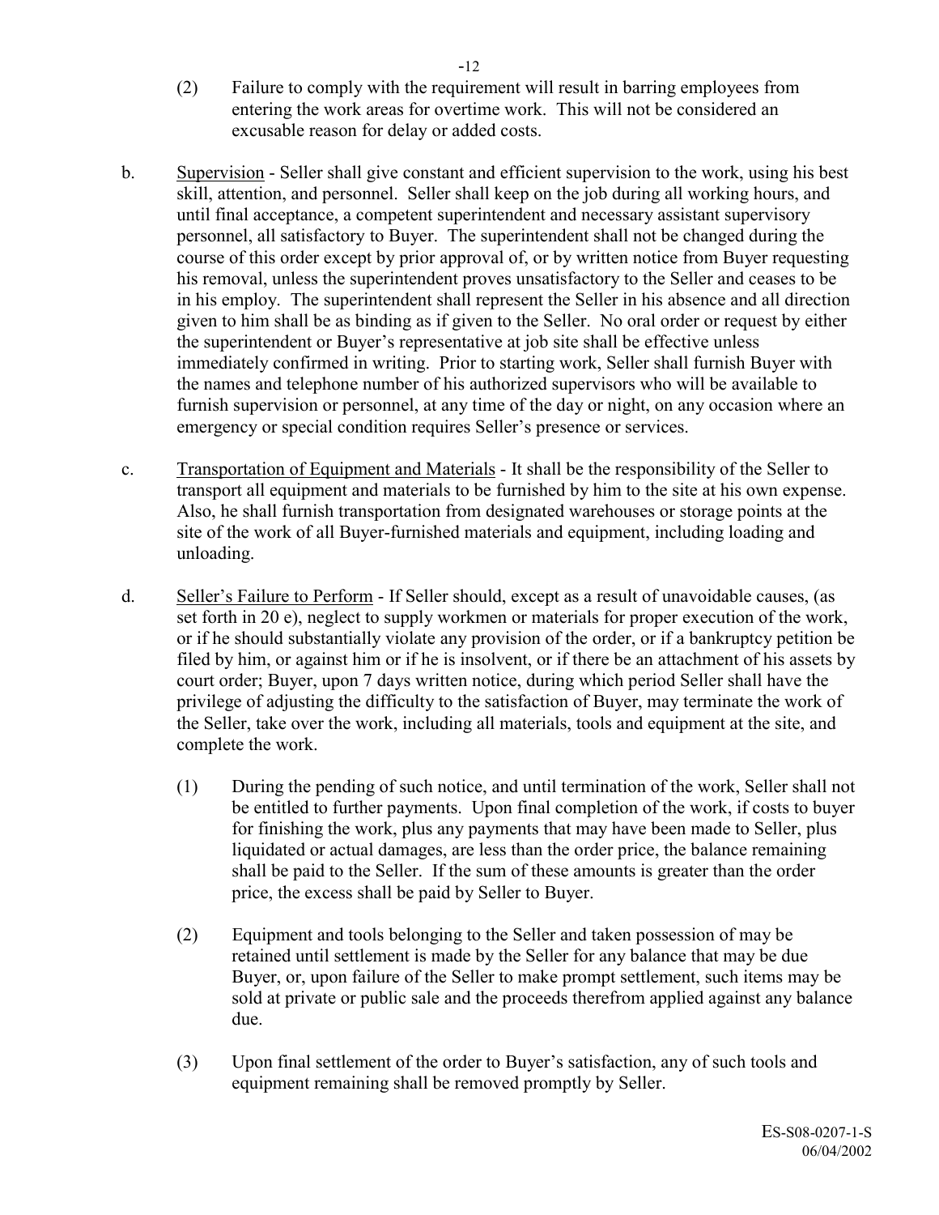(2) Failure to comply with the requirement will result in barring employees from entering the work areas for overtime work. This will not be considered an excusable reason for delay or added costs.

b. <u>Supervision</u> - Seller shall give constant and efficient supervision to the work, using his best skill, attention, and personnel. Seller shall keep on the job during all working hours, and until final acceptance, a competent superintendent and necessary assistant supervisory personnel, all satisfactory to Buyer. The superintendent shall not be changed during the course of this order except by prior approval of, or by written notice from Buyer requesting his removal, unless the superintendent proves unsatisfactory to the Seller and ceases to be in his employ. The superintendent shall represent the Seller in his absence and all direction given to him shall be as binding as if given to the Seller. No oral order or request by either the superintendent or Buyer's representative at job site shall be effective unless immediately confirmed in writing. Prior to starting work, Seller shall furnish Buyer with the names and telephone number of his authorized supervisors who will be available to furnish supervision or personnel, at any time of the day or night, on any occasion where an emergency or special condition requires Seller's presence or services.

c. <u>Transportation of Equipment and Materials</u> - It shall be the responsibility of the Seller to transport all equipment and materials to be furnished by him to the site at his own expense. Also, he shall furnish transportation from designated warehouses or storage points at the site of the work of all Buyer-furnished materials and equipment, including loading and unloading.

d. <u>Seller's Failure to Perform</u> - If Seller should, except as a result of unavoidable causes, (as set forth in 20 e), neglect to supply workmen or materials for proper execution of the work, or if he should substantially violate any provision of the order, or if a bankruptcy petition be filed by him, or against him or if he is insolvent, or if there be an attachment of his assets by court order; Buyer, upon 7 days written notice, during which period Seller shall have the privilege of adjusting the difficulty to the satisfaction of Buyer, may terminate the work of the Seller, take over the work, including all materials, tools and equipment at the site, and complete the work.

   (1) During the pending of such notice, and until termination of the work, Seller shall not be entitled to further payments. Upon final completion of the work, if costs to buyer for finishing the work, plus any payments that may have been made to Seller, plus liquidated or actual damages, are less than the order price, the balance remaining shall be paid to the Seller. If the sum of these amounts is greater than the order price, the excess shall be paid by Seller to Buyer.

   (2) Equipment and tools belonging to the Seller and taken possession of may be retained until settlement is made by the Seller for any balance that may be due Buyer, or, upon failure of the Seller to make prompt settlement, such items may be sold at private or public sale and the proceeds therefrom applied against any balance due.

   (3) Upon final settlement of the order to Buyer's satisfaction, any of such tools and equipment remaining shall be removed promptly by Seller.

ES-S08-0207-1-S
06/04/2002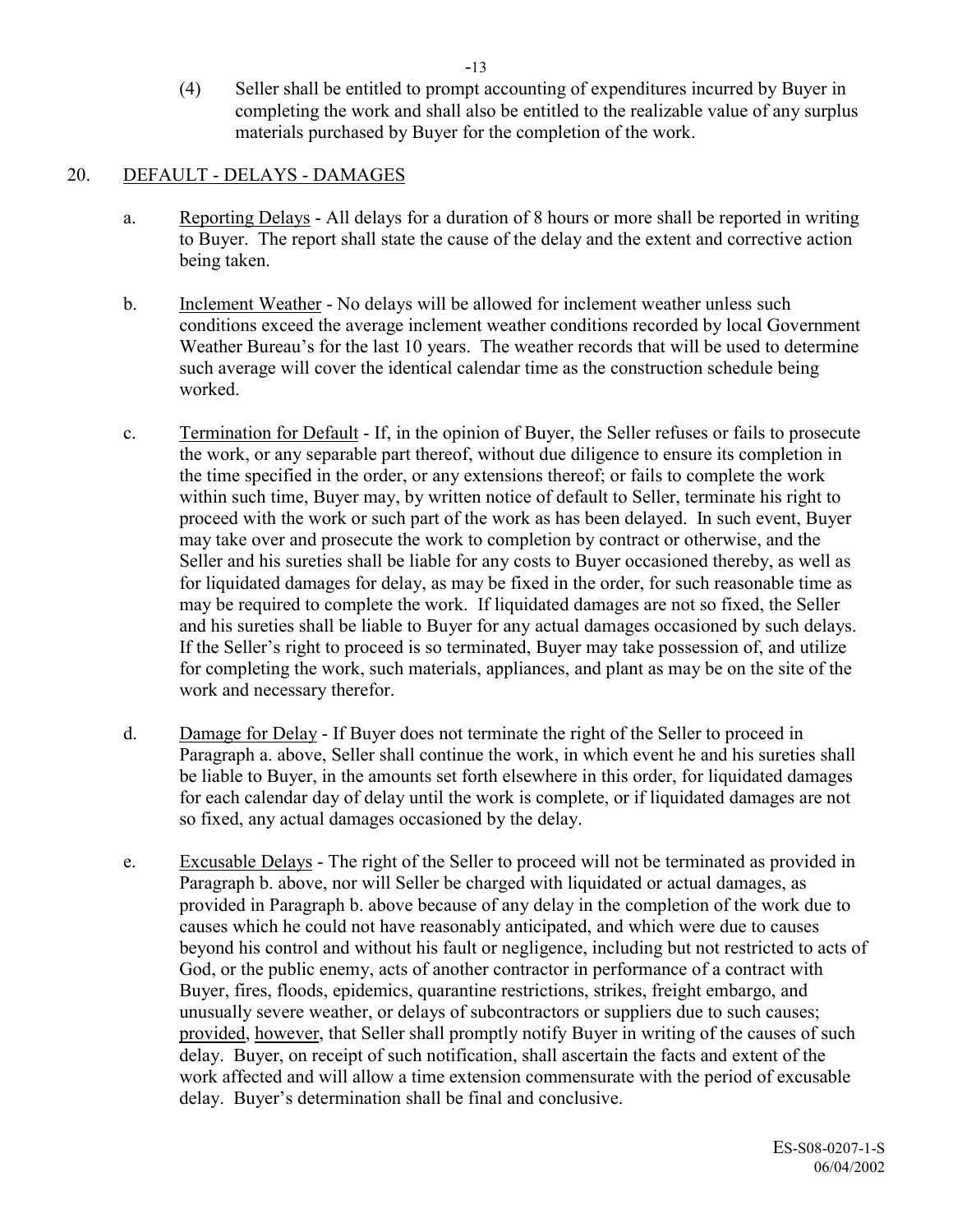(4) Seller shall be entitled to prompt accounting of expenditures incurred by Buyer in completing the work and shall also be entitled to the realizable value of any surplus materials purchased by Buyer for the completion of the work.

## 20. DEFAULT - DELAYS - DAMAGES

a. Reporting Delays - All delays for a duration of 8 hours or more shall be reported in writing to Buyer. The report shall state the cause of the delay and the extent and corrective action being taken.

b. Inclement Weather - No delays will be allowed for inclement weather unless such conditions exceed the average inclement weather conditions recorded by local Government Weather Bureau's for the last 10 years. The weather records that will be used to determine such average will cover the identical calendar time as the construction schedule being worked.

c. Termination for Default - If, in the opinion of Buyer, the Seller refuses or fails to prosecute the work, or any separable part thereof, without due diligence to ensure its completion in the time specified in the order, or any extensions thereof; or fails to complete the work within such time, Buyer may, by written notice of default to Seller, terminate his right to proceed with the work or such part of the work as has been delayed. In such event, Buyer may take over and prosecute the work to completion by contract or otherwise, and the Seller and his sureties shall be liable for any costs to Buyer occasioned thereby, as well as for liquidated damages for delay, as may be fixed in the order, for such reasonable time as may be required to complete the work. If liquidated damages are not so fixed, the Seller and his sureties shall be liable to Buyer for any actual damages occasioned by such delays. If the Seller's right to proceed is so terminated, Buyer may take possession of, and utilize for completing the work, such materials, appliances, and plant as may be on the site of the work and necessary therefor.

d. Damage for Delay - If Buyer does not terminate the right of the Seller to proceed in Paragraph a. above, Seller shall continue the work, in which event he and his sureties shall be liable to Buyer, in the amounts set forth elsewhere in this order, for liquidated damages for each calendar day of delay until the work is complete, or if liquidated damages are not so fixed, any actual damages occasioned by the delay.

e. Excusable Delays - The right of the Seller to proceed will not be terminated as provided in Paragraph b. above, nor will Seller be charged with liquidated or actual damages, as provided in Paragraph b. above because of any delay in the completion of the work due to causes which he could not have reasonably anticipated, and which were due to causes beyond his control and without his fault or negligence, including but not restricted to acts of God, or the public enemy, acts of another contractor in performance of a contract with Buyer, fires, floods, epidemics, quarantine restrictions, strikes, freight embargo, and unusually severe weather, or delays of subcontractors or suppliers due to such causes; provided, however, that Seller shall promptly notify Buyer in writing of the causes of such delay. Buyer, on receipt of such notification, shall ascertain the facts and extent of the work affected and will allow a time extension commensurate with the period of excusable delay. Buyer's determination shall be final and conclusive.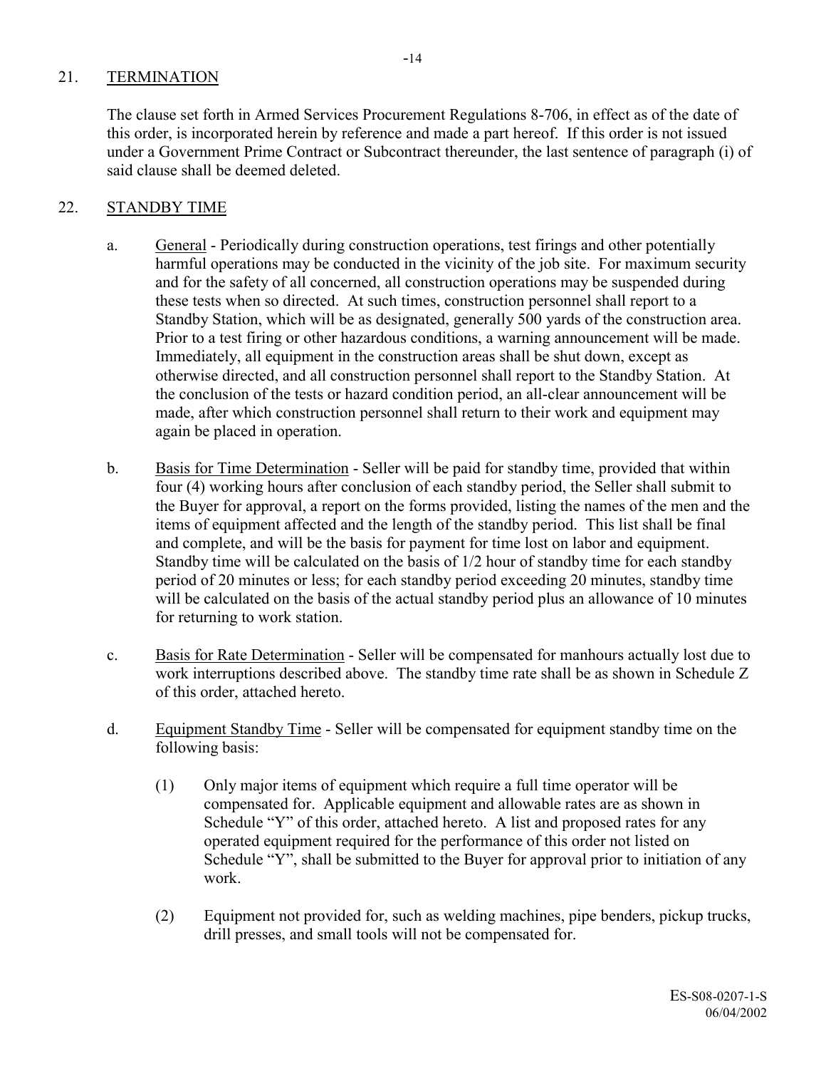## 21. TERMINATION

The clause set forth in Armed Services Procurement Regulations 8-706, in effect as of the date of this order, is incorporated herein by reference and made a part hereof. If this order is not issued under a Government Prime Contract or Subcontract thereunder, the last sentence of paragraph (i) of said clause shall be deemed deleted.

## 22. STANDBY TIME

a. General - Periodically during construction operations, test firings and other potentially harmful operations may be conducted in the vicinity of the job site. For maximum security and for the safety of all concerned, all construction operations may be suspended during these tests when so directed. At such times, construction personnel shall report to a Standby Station, which will be as designated, generally 500 yards of the construction area. Prior to a test firing or other hazardous conditions, a warning announcement will be made. Immediately, all equipment in the construction areas shall be shut down, except as otherwise directed, and all construction personnel shall report to the Standby Station. At the conclusion of the tests or hazard condition period, an all-clear announcement will be made, after which construction personnel shall return to their work and equipment may again be placed in operation.

b. Basis for Time Determination - Seller will be paid for standby time, provided that within four (4) working hours after conclusion of each standby period, the Seller shall submit to the Buyer for approval, a report on the forms provided, listing the names of the men and the items of equipment affected and the length of the standby period. This list shall be final and complete, and will be the basis for payment for time lost on labor and equipment. Standby time will be calculated on the basis of 1/2 hour of standby time for each standby period of 20 minutes or less; for each standby period exceeding 20 minutes, standby time will be calculated on the basis of the actual standby period plus an allowance of 10 minutes for returning to work station.

c. Basis for Rate Determination - Seller will be compensated for manhours actually lost due to work interruptions described above. The standby time rate shall be as shown in Schedule Z of this order, attached hereto.

d. Equipment Standby Time - Seller will be compensated for equipment standby time on the following basis:

(1) Only major items of equipment which require a full time operator will be compensated for. Applicable equipment and allowable rates are as shown in Schedule "Y" of this order, attached hereto. A list and proposed rates for any operated equipment required for the performance of this order not listed on Schedule "Y", shall be submitted to the Buyer for approval prior to initiation of any work.

(2) Equipment not provided for, such as welding machines, pipe benders, pickup trucks, drill presses, and small tools will not be compensated for.

ES-S08-0207-1-S
06/04/2002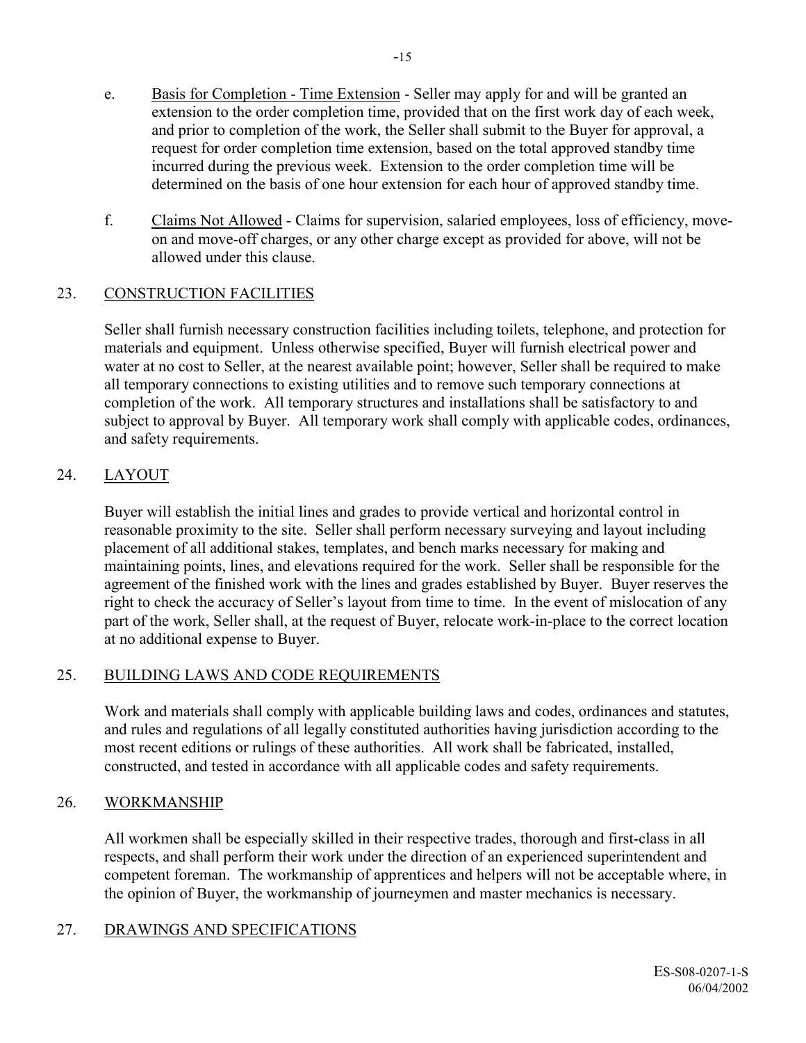e. Basis for Completion - Time Extension - Seller may apply for and will be granted an extension to the order completion time, provided that on the first work day of each week, and prior to completion of the work, the Seller shall submit to the Buyer for approval, a request for order completion time extension, based on the total approved standby time incurred during the previous week. Extension to the order completion time will be determined on the basis of one hour extension for each hour of approved standby time.

f. Claims Not Allowed - Claims for supervision, salaried employees, loss of efficiency, move-on and move-off charges, or any other charge except as provided for above, will not be allowed under this clause.

## 23. CONSTRUCTION FACILITIES

Seller shall furnish necessary construction facilities including toilets, telephone, and protection for materials and equipment. Unless otherwise specified, Buyer will furnish electrical power and water at no cost to Seller, at the nearest available point; however, Seller shall be required to make all temporary connections to existing utilities and to remove such temporary connections at completion of the work. All temporary structures and installations shall be satisfactory to and subject to approval by Buyer. All temporary work shall comply with applicable codes, ordinances, and safety requirements.

## 24. LAYOUT

Buyer will establish the initial lines and grades to provide vertical and horizontal control in reasonable proximity to the site. Seller shall perform necessary surveying and layout including placement of all additional stakes, templates, and bench marks necessary for making and maintaining points, lines, and elevations required for the work. Seller shall be responsible for the agreement of the finished work with the lines and grades established by Buyer. Buyer reserves the right to check the accuracy of Seller's layout from time to time. In the event of mislocation of any part of the work, Seller shall, at the request of Buyer, relocate work-in-place to the correct location at no additional expense to Buyer.

## 25. BUILDING LAWS AND CODE REQUIREMENTS

Work and materials shall comply with applicable building laws and codes, ordinances and statutes, and rules and regulations of all legally constituted authorities having jurisdiction according to the most recent editions or rulings of these authorities. All work shall be fabricated, installed, constructed, and tested in accordance with all applicable codes and safety requirements.

## 26. WORKMANSHIP

All workmen shall be especially skilled in their respective trades, thorough and first-class in all respects, and shall perform their work under the direction of an experienced superintendent and competent foreman. The workmanship of apprentices and helpers will not be acceptable where, in the opinion of Buyer, the workmanship of journeymen and master mechanics is necessary.

## 27. DRAWINGS AND SPECIFICATIONS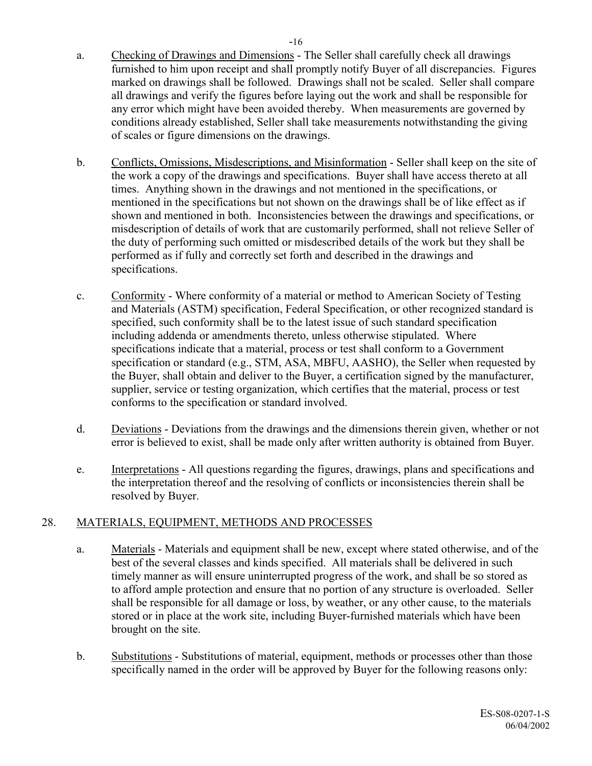a. Checking of Drawings and Dimensions - The Seller shall carefully check all drawings furnished to him upon receipt and shall promptly notify Buyer of all discrepancies. Figures marked on drawings shall be followed. Drawings shall not be scaled. Seller shall compare all drawings and verify the figures before laying out the work and shall be responsible for any error which might have been avoided thereby. When measurements are governed by conditions already established, Seller shall take measurements notwithstanding the giving of scales or figure dimensions on the drawings.

b. Conflicts, Omissions, Misdescriptions, and Misinformation - Seller shall keep on the site of the work a copy of the drawings and specifications. Buyer shall have access thereto at all times. Anything shown in the drawings and not mentioned in the specifications, or mentioned in the specifications but not shown on the drawings shall be of like effect as if shown and mentioned in both. Inconsistencies between the drawings and specifications, or misdescription of details of work that are customarily performed, shall not relieve Seller of the duty of performing such omitted or misdescribed details of the work but they shall be performed as if fully and correctly set forth and described in the drawings and specifications.

c. Conformity - Where conformity of a material or method to American Society of Testing and Materials (ASTM) specification, Federal Specification, or other recognized standard is specified, such conformity shall be to the latest issue of such standard specification including addenda or amendments thereto, unless otherwise stipulated. Where specifications indicate that a material, process or test shall conform to a Government specification or standard (e.g., STM, ASA, MBFU, AASHO), the Seller when requested by the Buyer, shall obtain and deliver to the Buyer, a certification signed by the manufacturer, supplier, service or testing organization, which certifies that the material, process or test conforms to the specification or standard involved.

d. Deviations - Deviations from the drawings and the dimensions therein given, whether or not error is believed to exist, shall be made only after written authority is obtained from Buyer.

e. Interpretations - All questions regarding the figures, drawings, plans and specifications and the interpretation thereof and the resolving of conflicts or inconsistencies therein shall be resolved by Buyer.

## 28. MATERIALS, EQUIPMENT, METHODS AND PROCESSES

a. Materials - Materials and equipment shall be new, except where stated otherwise, and of the best of the several classes and kinds specified. All materials shall be delivered in such timely manner as will ensure uninterrupted progress of the work, and shall be so stored as to afford ample protection and ensure that no portion of any structure is overloaded. Seller shall be responsible for all damage or loss, by weather, or any other cause, to the materials stored or in place at the work site, including Buyer-furnished materials which have been brought on the site.

b. Substitutions - Substitutions of material, equipment, methods or processes other than those specifically named in the order will be approved by Buyer for the following reasons only: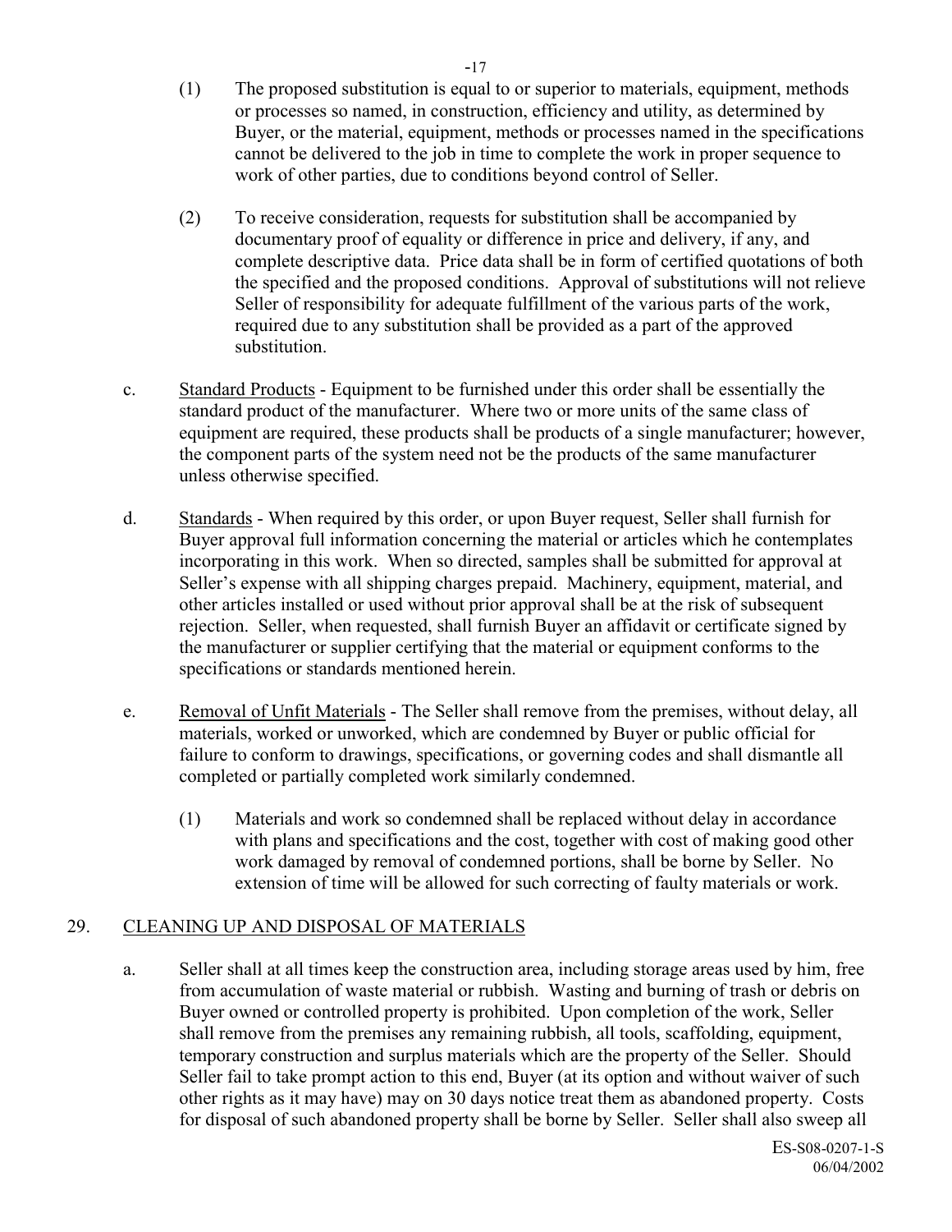(1) The proposed substitution is equal to or superior to materials, equipment, methods or processes so named, in construction, efficiency and utility, as determined by Buyer, or the material, equipment, methods or processes named in the specifications cannot be delivered to the job in time to complete the work in proper sequence to work of other parties, due to conditions beyond control of Seller.

(2) To receive consideration, requests for substitution shall be accompanied by documentary proof of equality or difference in price and delivery, if any, and complete descriptive data. Price data shall be in form of certified quotations of both the specified and the proposed conditions. Approval of substitutions will not relieve Seller of responsibility for adequate fulfillment of the various parts of the work, required due to any substitution shall be provided as a part of the approved substitution.

c. Standard Products - Equipment to be furnished under this order shall be essentially the standard product of the manufacturer. Where two or more units of the same class of equipment are required, these products shall be products of a single manufacturer; however, the component parts of the system need not be the products of the same manufacturer unless otherwise specified.

d. Standards - When required by this order, or upon Buyer request, Seller shall furnish for Buyer approval full information concerning the material or articles which he contemplates incorporating in this work. When so directed, samples shall be submitted for approval at Seller's expense with all shipping charges prepaid. Machinery, equipment, material, and other articles installed or used without prior approval shall be at the risk of subsequent rejection. Seller, when requested, shall furnish Buyer an affidavit or certificate signed by the manufacturer or supplier certifying that the material or equipment conforms to the specifications or standards mentioned herein.

e. Removal of Unfit Materials - The Seller shall remove from the premises, without delay, all materials, worked or unworked, which are condemned by Buyer or public official for failure to conform to drawings, specifications, or governing codes and shall dismantle all completed or partially completed work similarly condemned.

(1) Materials and work so condemned shall be replaced without delay in accordance with plans and specifications and the cost, together with cost of making good other work damaged by removal of condemned portions, shall be borne by Seller. No extension of time will be allowed for such correcting of faulty materials or work.

## 29. CLEANING UP AND DISPOSAL OF MATERIALS

a. Seller shall at all times keep the construction area, including storage areas used by him, free from accumulation of waste material or rubbish. Wasting and burning of trash or debris on Buyer owned or controlled property is prohibited. Upon completion of the work, Seller shall remove from the premises any remaining rubbish, all tools, scaffolding, equipment, temporary construction and surplus materials which are the property of the Seller. Should Seller fail to take prompt action to this end, Buyer (at its option and without waiver of such other rights as it may have) may on 30 days notice treat them as abandoned property. Costs for disposal of such abandoned property shall be borne by Seller. Seller shall also sweep all

ES-S08-0207-1-S
06/04/2002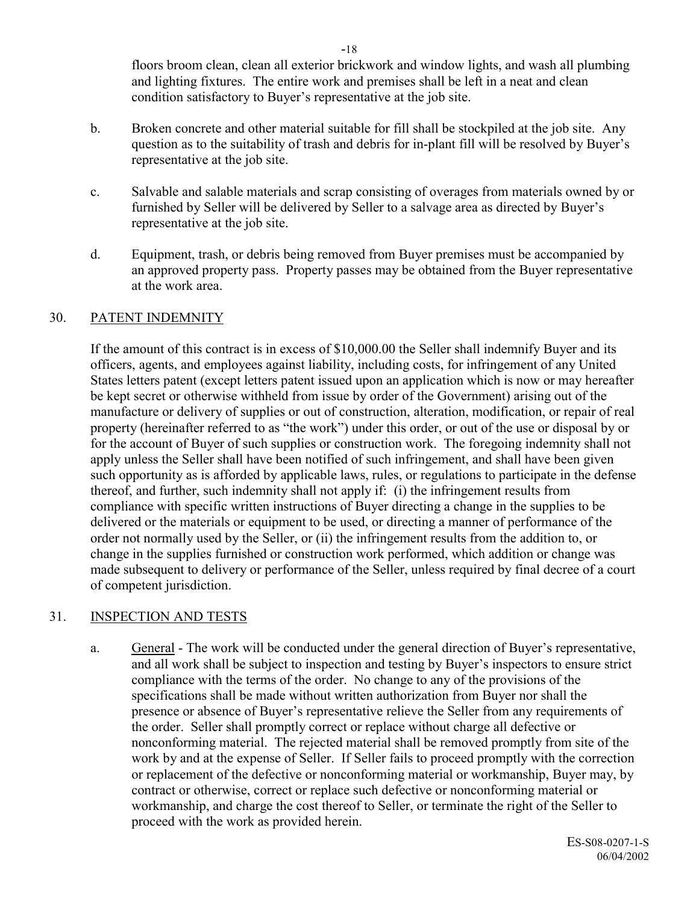floors broom clean, clean all exterior brickwork and window lights, and wash all plumbing and lighting fixtures. The entire work and premises shall be left in a neat and clean condition satisfactory to Buyer's representative at the job site.

b. Broken concrete and other material suitable for fill shall be stockpiled at the job site. Any question as to the suitability of trash and debris for in-plant fill will be resolved by Buyer's representative at the job site.

c. Salvable and salable materials and scrap consisting of overages from materials owned by or furnished by Seller will be delivered by Seller to a salvage area as directed by Buyer's representative at the job site.

d. Equipment, trash, or debris being removed from Buyer premises must be accompanied by an approved property pass. Property passes may be obtained from the Buyer representative at the work area.

## 30. PATENT INDEMNITY

If the amount of this contract is in excess of $10,000.00 the Seller shall indemnify Buyer and its officers, agents, and employees against liability, including costs, for infringement of any United States letters patent (except letters patent issued upon an application which is now or may hereafter be kept secret or otherwise withheld from issue by order of the Government) arising out of the manufacture or delivery of supplies or out of construction, alteration, modification, or repair of real property (hereinafter referred to as "the work") under this order, or out of the use or disposal by or for the account of Buyer of such supplies or construction work. The foregoing indemnity shall not apply unless the Seller shall have been notified of such infringement, and shall have been given such opportunity as is afforded by applicable laws, rules, or regulations to participate in the defense thereof, and further, such indemnity shall not apply if: (i) the infringement results from compliance with specific written instructions of Buyer directing a change in the supplies to be delivered or the materials or equipment to be used, or directing a manner of performance of the order not normally used by the Seller, or (ii) the infringement results from the addition to, or change in the supplies furnished or construction work performed, which addition or change was made subsequent to delivery or performance of the Seller, unless required by final decree of a court of competent jurisdiction.

## 31. INSPECTION AND TESTS

a. General - The work will be conducted under the general direction of Buyer's representative, and all work shall be subject to inspection and testing by Buyer's inspectors to ensure strict compliance with the terms of the order. No change to any of the provisions of the specifications shall be made without written authorization from Buyer nor shall the presence or absence of Buyer's representative relieve the Seller from any requirements of the order. Seller shall promptly correct or replace without charge all defective or nonconforming material. The rejected material shall be removed promptly from site of the work by and at the expense of Seller. If Seller fails to proceed promptly with the correction or replacement of the defective or nonconforming material or workmanship, Buyer may, by contract or otherwise, correct or replace such defective or nonconforming material or workmanship, and charge the cost thereof to Seller, or terminate the right of the Seller to proceed with the work as provided herein.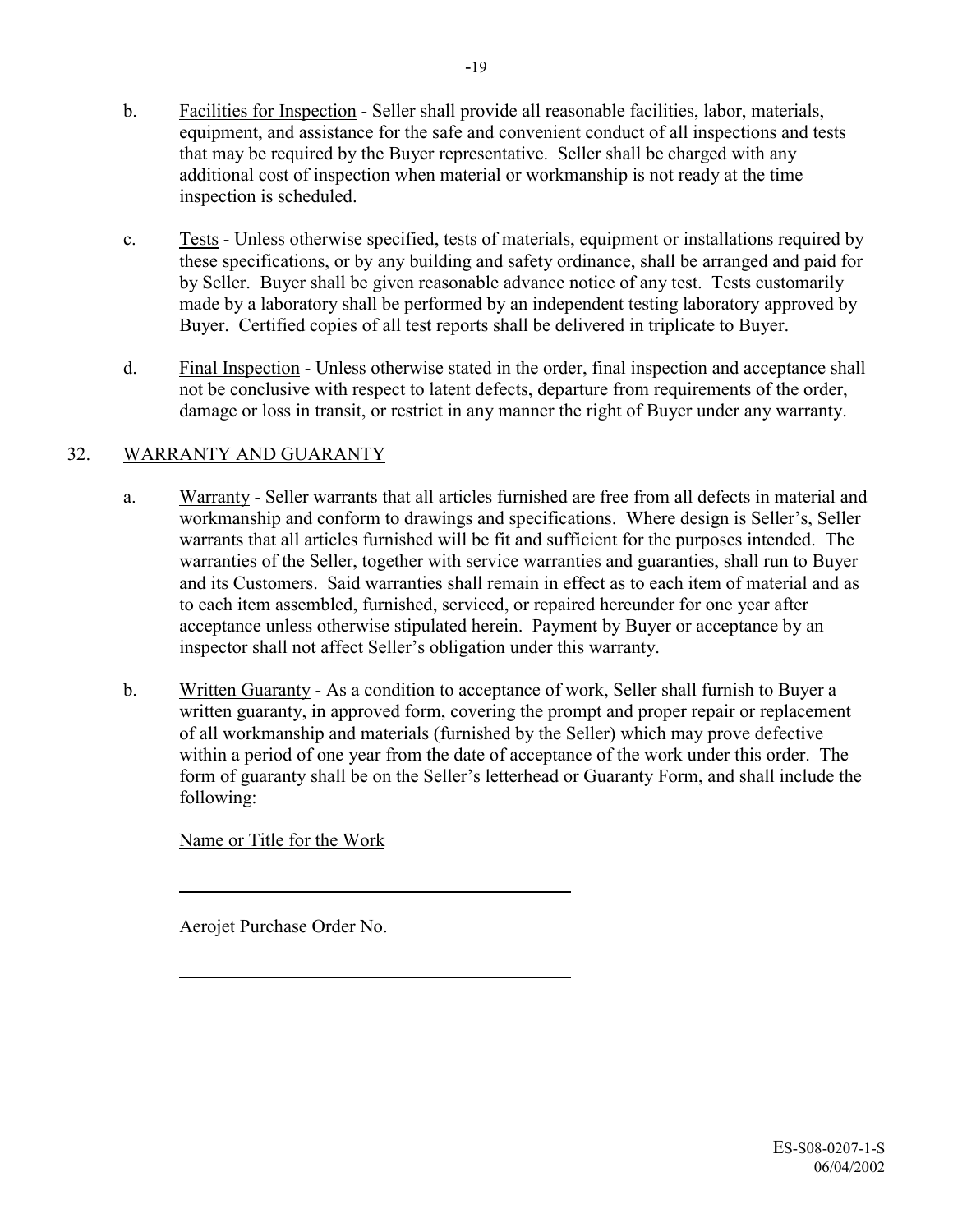b. Facilities for Inspection - Seller shall provide all reasonable facilities, labor, materials, equipment, and assistance for the safe and convenient conduct of all inspections and tests that may be required by the Buyer representative. Seller shall be charged with any additional cost of inspection when material or workmanship is not ready at the time inspection is scheduled.

c. Tests - Unless otherwise specified, tests of materials, equipment or installations required by these specifications, or by any building and safety ordinance, shall be arranged and paid for by Seller. Buyer shall be given reasonable advance notice of any test. Tests customarily made by a laboratory shall be performed by an independent testing laboratory approved by Buyer. Certified copies of all test reports shall be delivered in triplicate to Buyer.

d. Final Inspection - Unless otherwise stated in the order, final inspection and acceptance shall not be conclusive with respect to latent defects, departure from requirements of the order, damage or loss in transit, or restrict in any manner the right of Buyer under any warranty.

## 32. WARRANTY AND GUARANTY

a. Warranty - Seller warrants that all articles furnished are free from all defects in material and workmanship and conform to drawings and specifications. Where design is Seller's, Seller warrants that all articles furnished will be fit and sufficient for the purposes intended. The warranties of the Seller, together with service warranties and guaranties, shall run to Buyer and its Customers. Said warranties shall remain in effect as to each item of material and as to each item assembled, furnished, serviced, or repaired hereunder for one year after acceptance unless otherwise stipulated herein. Payment by Buyer or acceptance by an inspector shall not affect Seller's obligation under this warranty.

b. Written Guaranty - As a condition to acceptance of work, Seller shall furnish to Buyer a written guaranty, in approved form, covering the prompt and proper repair or replacement of all workmanship and materials (furnished by the Seller) which may prove defective within a period of one year from the date of acceptance of the work under this order. The form of guaranty shall be on the Seller's letterhead or Guaranty Form, and shall include the following:

Name or Title for the Work

\_\_\_\_\_\_\_\_\_\_\_\_\_\_\_\_\_\_\_\_\_\_\_\_\_\_\_\_\_\_\_\_\_\_\_\_\_\_\_\_

Aerojet Purchase Order No.

\_\_\_\_\_\_\_\_\_\_\_\_\_\_\_\_\_\_\_\_\_\_\_\_\_\_\_\_\_\_\_\_\_\_\_\_\_\_\_\_

ES-S08-0207-1-S
06/04/2002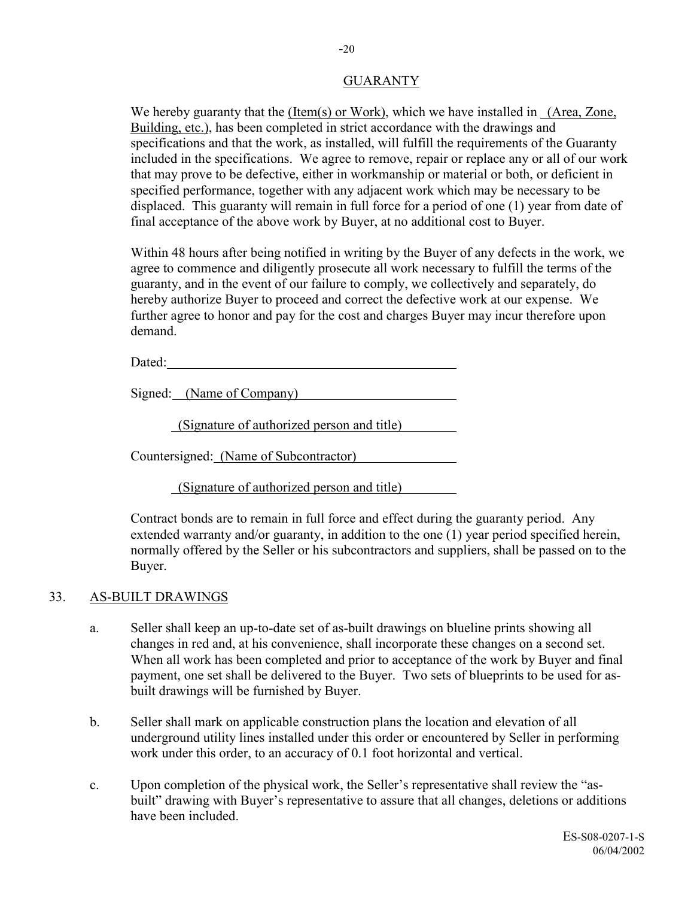## GUARANTY

We hereby guaranty that the (Item(s) or Work), which we have installed in (Area, Zone, Building, etc.), has been completed in strict accordance with the drawings and specifications and that the work, as installed, will fulfill the requirements of the Guaranty included in the specifications. We agree to remove, repair or replace any or all of our work that may prove to be defective, either in workmanship or material or both, or deficient in specified performance, together with any adjacent work which may be necessary to be displaced. This guaranty will remain in full force for a period of one (1) year from date of final acceptance of the above work by Buyer, at no additional cost to Buyer.

Within 48 hours after being notified in writing by the Buyer of any defects in the work, we agree to commence and diligently prosecute all work necessary to fulfill the terms of the guaranty, and in the event of our failure to comply, we collectively and separately, do hereby authorize Buyer to proceed and correct the defective work at our expense. We further agree to honor and pay for the cost and charges Buyer may incur therefore upon demand.

Dated: ____________________________________________

Signed: (Name of Company) ______________________

(Signature of authorized person and title) ________

Countersigned: (Name of Subcontractor) ______________

(Signature of authorized person and title) ________

Contract bonds are to remain in full force and effect during the guaranty period. Any extended warranty and/or guaranty, in addition to the one (1) year period specified herein, normally offered by the Seller or his subcontractors and suppliers, shall be passed on to the Buyer.

## 33. AS-BUILT DRAWINGS

a. Seller shall keep an up-to-date set of as-built drawings on blueline prints showing all changes in red and, at his convenience, shall incorporate these changes on a second set. When all work has been completed and prior to acceptance of the work by Buyer and final payment, one set shall be delivered to the Buyer. Two sets of blueprints to be used for as-built drawings will be furnished by Buyer.

b. Seller shall mark on applicable construction plans the location and elevation of all underground utility lines installed under this order or encountered by Seller in performing work under this order, to an accuracy of 0.1 foot horizontal and vertical.

c. Upon completion of the physical work, the Seller's representative shall review the "as-built" drawing with Buyer's representative to assure that all changes, deletions or additions have been included.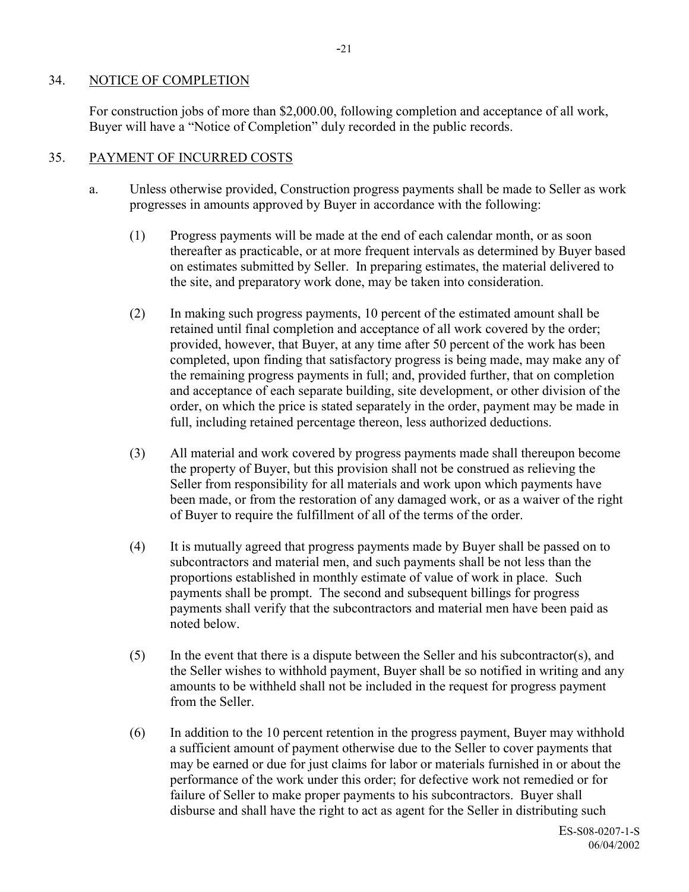## 34. NOTICE OF COMPLETION

For construction jobs of more than $2,000.00, following completion and acceptance of all work, Buyer will have a "Notice of Completion" duly recorded in the public records.

## 35. PAYMENT OF INCURRED COSTS

a. Unless otherwise provided, Construction progress payments shall be made to Seller as work progresses in amounts approved by Buyer in accordance with the following:

(1) Progress payments will be made at the end of each calendar month, or as soon thereafter as practicable, or at more frequent intervals as determined by Buyer based on estimates submitted by Seller. In preparing estimates, the material delivered to the site, and preparatory work done, may be taken into consideration.

(2) In making such progress payments, 10 percent of the estimated amount shall be retained until final completion and acceptance of all work covered by the order; provided, however, that Buyer, at any time after 50 percent of the work has been completed, upon finding that satisfactory progress is being made, may make any of the remaining progress payments in full; and, provided further, that on completion and acceptance of each separate building, site development, or other division of the order, on which the price is stated separately in the order, payment may be made in full, including retained percentage thereon, less authorized deductions.

(3) All material and work covered by progress payments made shall thereupon become the property of Buyer, but this provision shall not be construed as relieving the Seller from responsibility for all materials and work upon which payments have been made, or from the restoration of any damaged work, or as a waiver of the right of Buyer to require the fulfillment of all of the terms of the order.

(4) It is mutually agreed that progress payments made by Buyer shall be passed on to subcontractors and material men, and such payments shall be not less than the proportions established in monthly estimate of value of work in place. Such payments shall be prompt. The second and subsequent billings for progress payments shall verify that the subcontractors and material men have been paid as noted below.

(5) In the event that there is a dispute between the Seller and his subcontractor(s), and the Seller wishes to withhold payment, Buyer shall be so notified in writing and any amounts to be withheld shall not be included in the request for progress payment from the Seller.

(6) In addition to the 10 percent retention in the progress payment, Buyer may withhold a sufficient amount of payment otherwise due to the Seller to cover payments that may be earned or due for just claims for labor or materials furnished in or about the performance of the work under this order; for defective work not remedied or for failure of Seller to make proper payments to his subcontractors. Buyer shall disburse and shall have the right to act as agent for the Seller in distributing such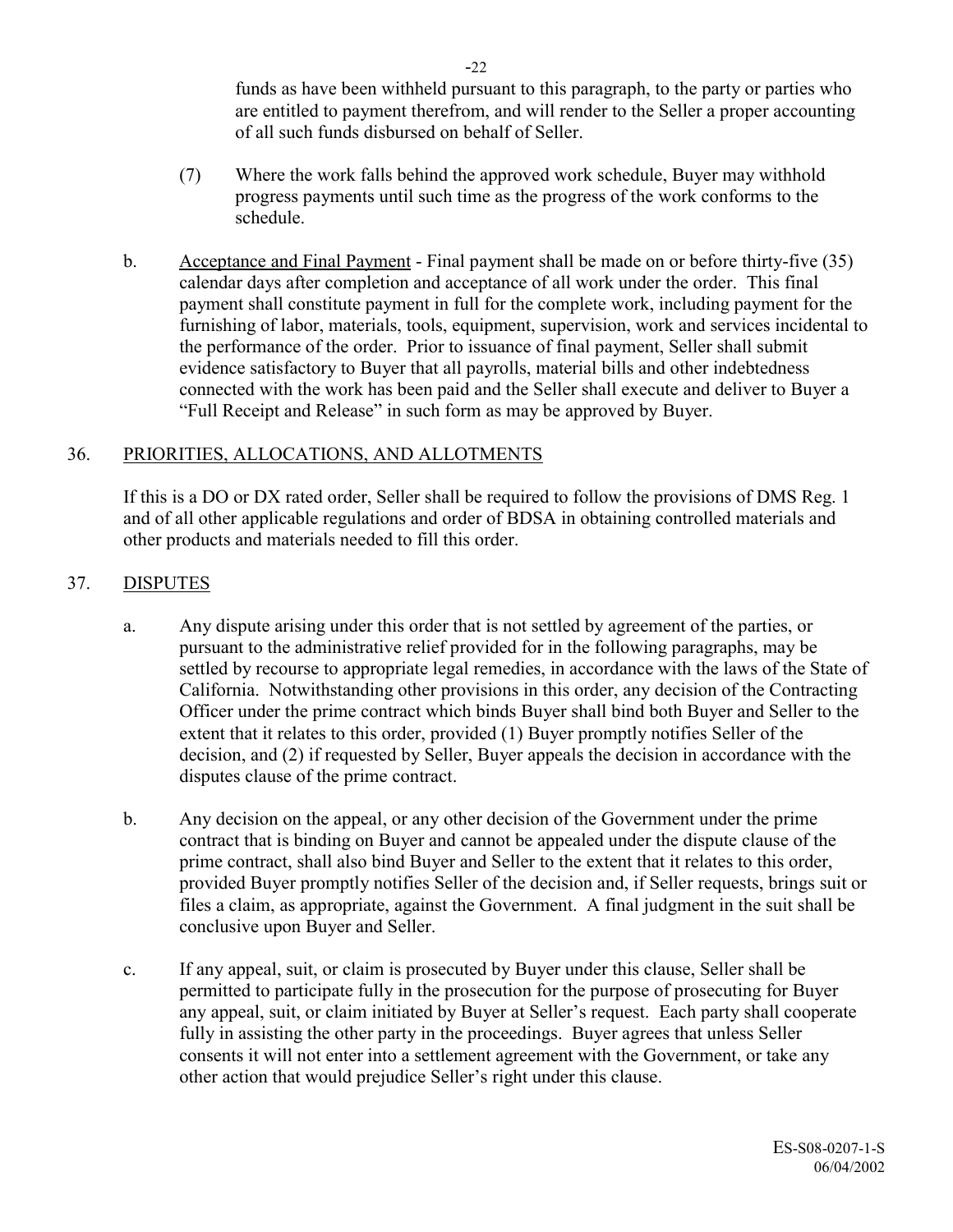funds as have been withheld pursuant to this paragraph, to the party or parties who are entitled to payment therefrom, and will render to the Seller a proper accounting of all such funds disbursed on behalf of Seller.

(7) Where the work falls behind the approved work schedule, Buyer may withhold progress payments until such time as the progress of the work conforms to the schedule.

b. Acceptance and Final Payment - Final payment shall be made on or before thirty-five (35) calendar days after completion and acceptance of all work under the order. This final payment shall constitute payment in full for the complete work, including payment for the furnishing of labor, materials, tools, equipment, supervision, work and services incidental to the performance of the order. Prior to issuance of final payment, Seller shall submit evidence satisfactory to Buyer that all payrolls, material bills and other indebtedness connected with the work has been paid and the Seller shall execute and deliver to Buyer a "Full Receipt and Release" in such form as may be approved by Buyer.

## 36. PRIORITIES, ALLOCATIONS, AND ALLOTMENTS

If this is a DO or DX rated order, Seller shall be required to follow the provisions of DMS Reg. 1 and of all other applicable regulations and order of BDSA in obtaining controlled materials and other products and materials needed to fill this order.

## 37. DISPUTES

a. Any dispute arising under this order that is not settled by agreement of the parties, or pursuant to the administrative relief provided for in the following paragraphs, may be settled by recourse to appropriate legal remedies, in accordance with the laws of the State of California. Notwithstanding other provisions in this order, any decision of the Contracting Officer under the prime contract which binds Buyer shall bind both Buyer and Seller to the extent that it relates to this order, provided (1) Buyer promptly notifies Seller of the decision, and (2) if requested by Seller, Buyer appeals the decision in accordance with the disputes clause of the prime contract.

b. Any decision on the appeal, or any other decision of the Government under the prime contract that is binding on Buyer and cannot be appealed under the dispute clause of the prime contract, shall also bind Buyer and Seller to the extent that it relates to this order, provided Buyer promptly notifies Seller of the decision and, if Seller requests, brings suit or files a claim, as appropriate, against the Government. A final judgment in the suit shall be conclusive upon Buyer and Seller.

c. If any appeal, suit, or claim is prosecuted by Buyer under this clause, Seller shall be permitted to participate fully in the prosecution for the purpose of prosecuting for Buyer any appeal, suit, or claim initiated by Buyer at Seller's request. Each party shall cooperate fully in assisting the other party in the proceedings. Buyer agrees that unless Seller consents it will not enter into a settlement agreement with the Government, or take any other action that would prejudice Seller's right under this clause.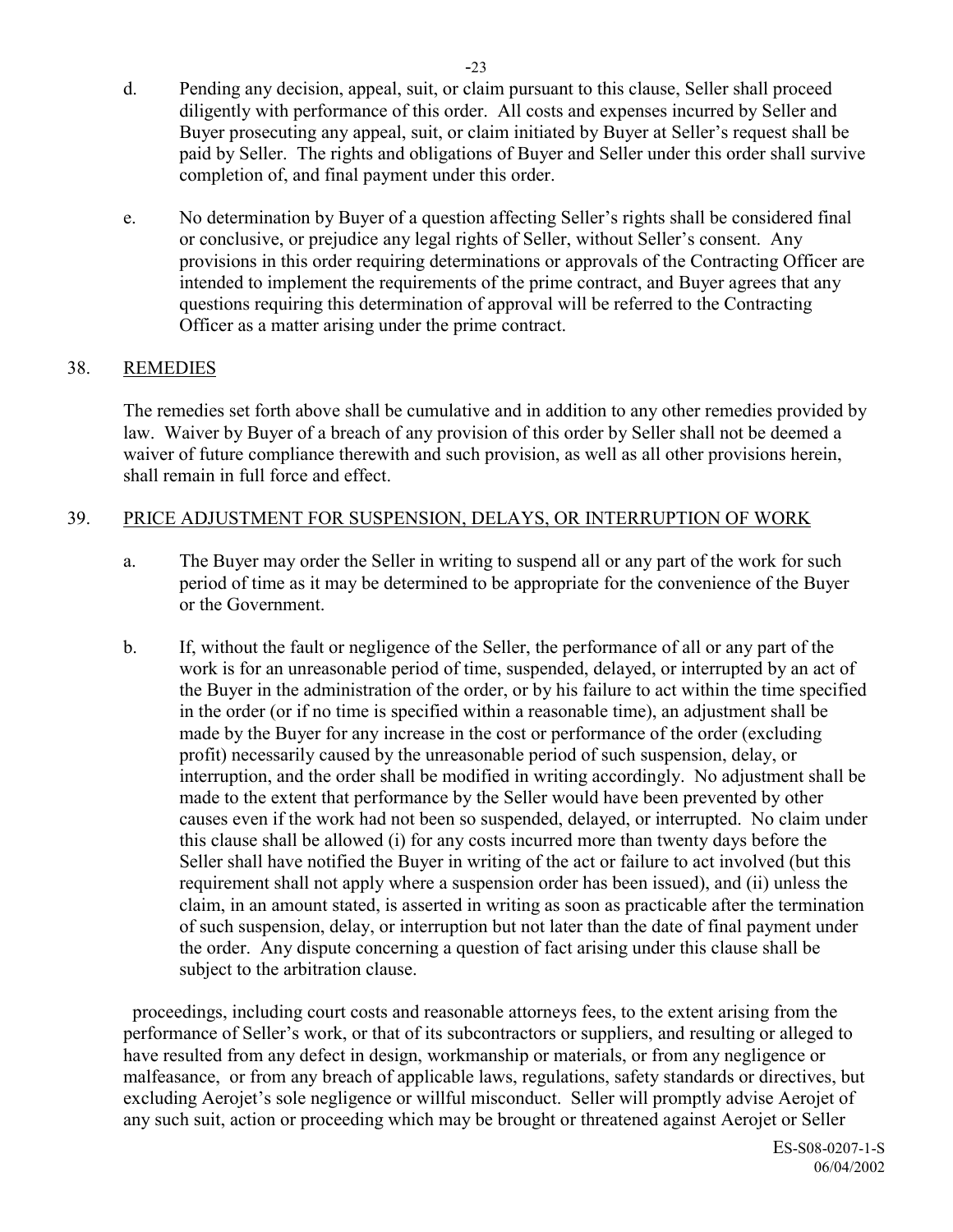d. Pending any decision, appeal, suit, or claim pursuant to this clause, Seller shall proceed diligently with performance of this order. All costs and expenses incurred by Seller and Buyer prosecuting any appeal, suit, or claim initiated by Buyer at Seller's request shall be paid by Seller. The rights and obligations of Buyer and Seller under this order shall survive completion of, and final payment under this order.

e. No determination by Buyer of a question affecting Seller's rights shall be considered final or conclusive, or prejudice any legal rights of Seller, without Seller's consent. Any provisions in this order requiring determinations or approvals of the Contracting Officer are intended to implement the requirements of the prime contract, and Buyer agrees that any questions requiring this determination of approval will be referred to the Contracting Officer as a matter arising under the prime contract.

## 38. REMEDIES

The remedies set forth above shall be cumulative and in addition to any other remedies provided by law. Waiver by Buyer of a breach of any provision of this order by Seller shall not be deemed a waiver of future compliance therewith and such provision, as well as all other provisions herein, shall remain in full force and effect.

## 39. PRICE ADJUSTMENT FOR SUSPENSION, DELAYS, OR INTERRUPTION OF WORK

a. The Buyer may order the Seller in writing to suspend all or any part of the work for such period of time as it may be determined to be appropriate for the convenience of the Buyer or the Government.

b. If, without the fault or negligence of the Seller, the performance of all or any part of the work is for an unreasonable period of time, suspended, delayed, or interrupted by an act of the Buyer in the administration of the order, or by his failure to act within the time specified in the order (or if no time is specified within a reasonable time), an adjustment shall be made by the Buyer for any increase in the cost or performance of the order (excluding profit) necessarily caused by the unreasonable period of such suspension, delay, or interruption, and the order shall be modified in writing accordingly. No adjustment shall be made to the extent that performance by the Seller would have been prevented by other causes even if the work had not been so suspended, delayed, or interrupted. No claim under this clause shall be allowed (i) for any costs incurred more than twenty days before the Seller shall have notified the Buyer in writing of the act or failure to act involved (but this requirement shall not apply where a suspension order has been issued), and (ii) unless the claim, in an amount stated, is asserted in writing as soon as practicable after the termination of such suspension, delay, or interruption but not later than the date of final payment under the order. Any dispute concerning a question of fact arising under this clause shall be subject to the arbitration clause.

proceedings, including court costs and reasonable attorneys fees, to the extent arising from the performance of Seller's work, or that of its subcontractors or suppliers, and resulting or alleged to have resulted from any defect in design, workmanship or materials, or from any negligence or malfeasance, or from any breach of applicable laws, regulations, safety standards or directives, but excluding Aerojet's sole negligence or willful misconduct. Seller will promptly advise Aerojet of any such suit, action or proceeding which may be brought or threatened against Aerojet or Seller

ES-S08-0207-1-S
06/04/2002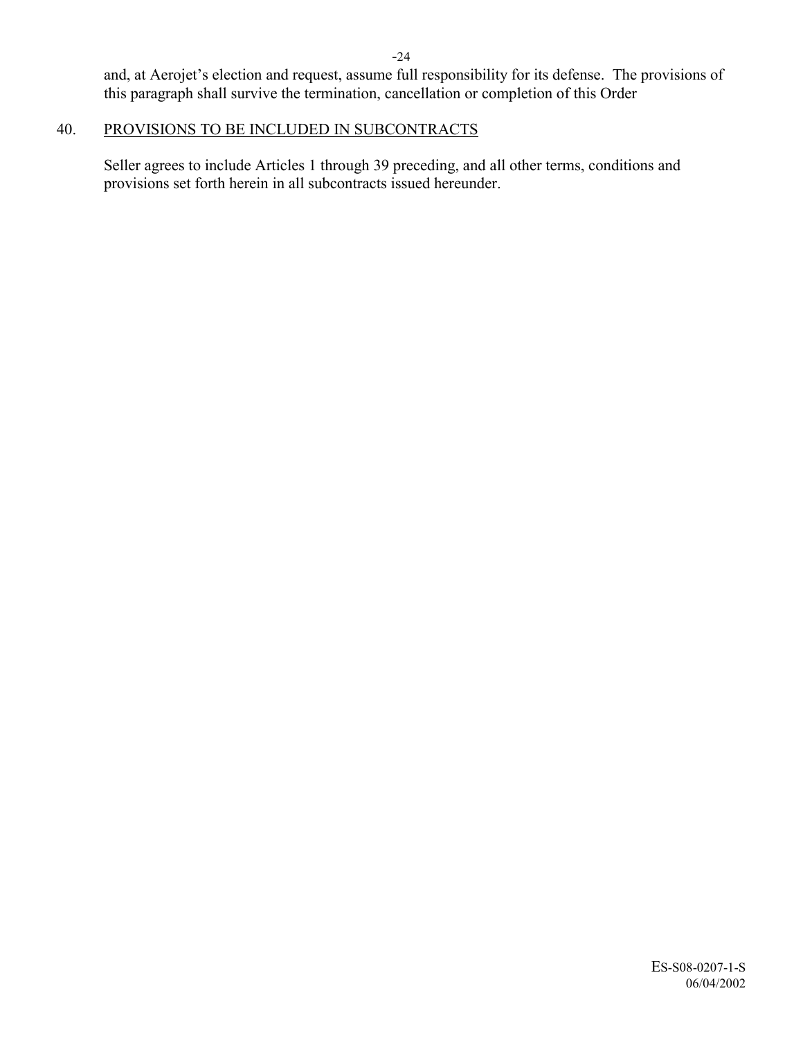and, at Aerojet's election and request, assume full responsibility for its defense. The provisions of this paragraph shall survive the termination, cancellation or completion of this Order

40. PROVISIONS TO BE INCLUDED IN SUBCONTRACTS

Seller agrees to include Articles 1 through 39 preceding, and all other terms, conditions and provisions set forth herein in all subcontracts issued hereunder.

ES-S08-0207-1-S
06/04/2002